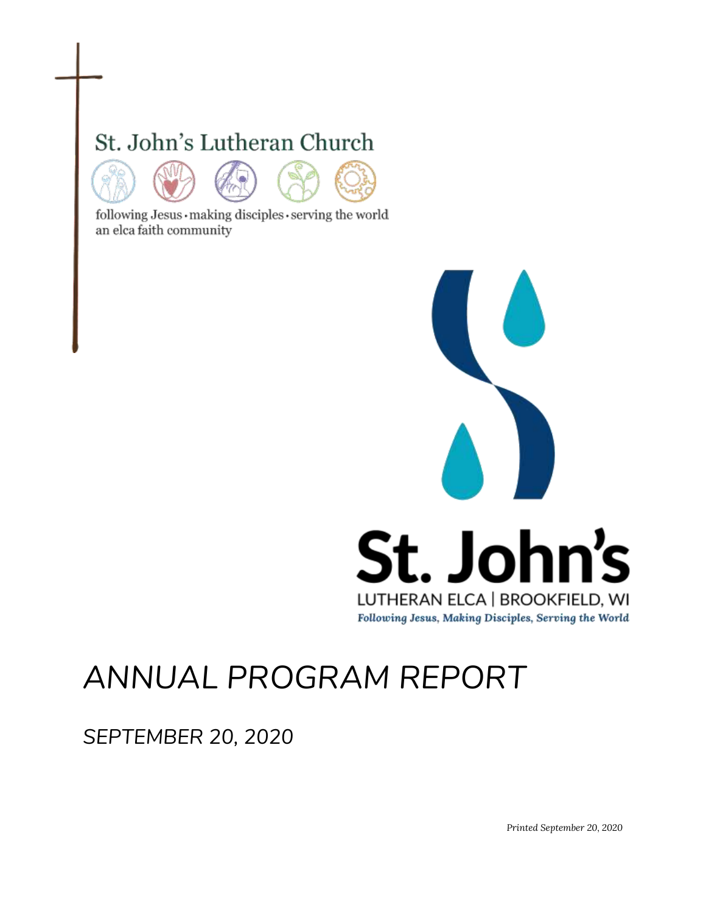St. John's Lutheran Church

following Jesus · making disciples · serving the world
an elca faith community

St. John's
LUTHERAN ELCA | BROOKFIELD, WI
*Following Jesus, Making Disciples, Serving the World*

# *ANNUAL PROGRAM REPORT*

## *SEPTEMBER 20, 2020*

*Printed September 20, 2020*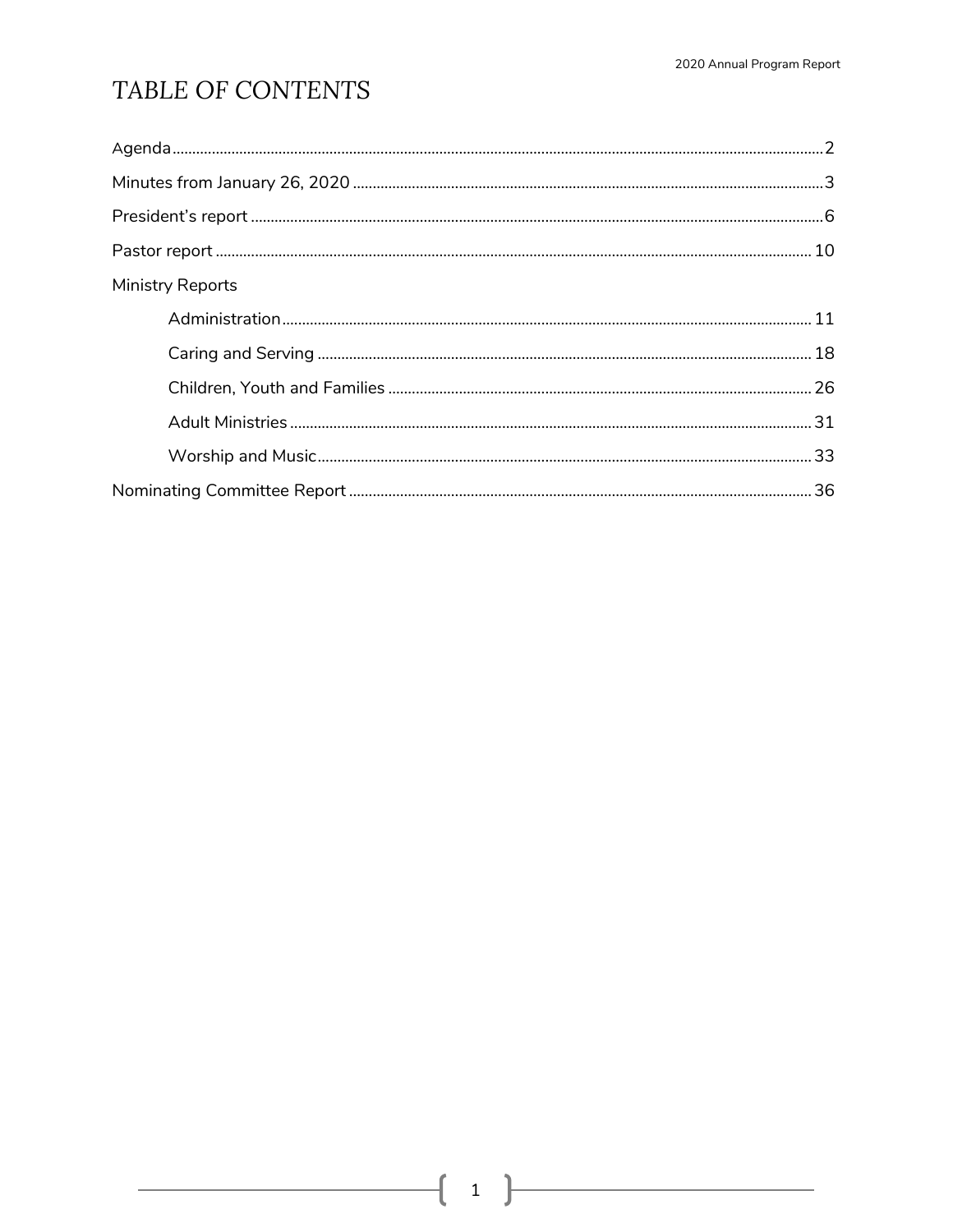# TABLE OF CONTENTS

Agenda ........................................................................................................ 2

Minutes from January 26, 2020 .................................................................. 3

President's report ........................................................................................ 6

Pastor report ............................................................................................... 10

Ministry Reports

- Administration ........................................................................................ 11
- Caring and Serving ................................................................................. 18
- Children, Youth and Families ................................................................. 26
- Adult Ministries ...................................................................................... 31
- Worship and Music ................................................................................. 33

Nominating Committee Report .................................................................. 36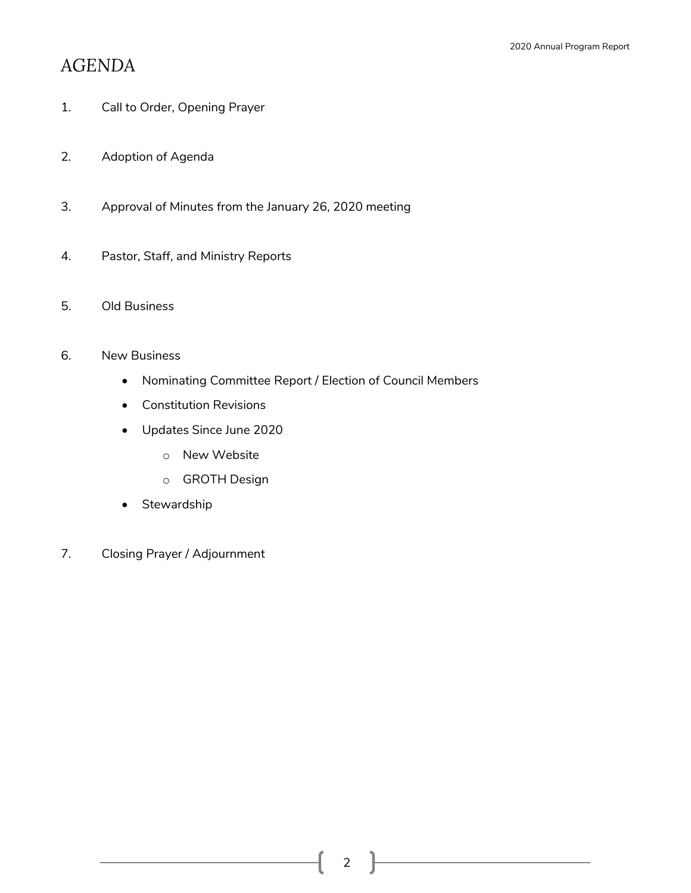# AGENDA

1. Call to Order, Opening Prayer

2. Adoption of Agenda

3. Approval of Minutes from the January 26, 2020 meeting

4. Pastor, Staff, and Ministry Reports

5. Old Business

6. New Business
   - Nominating Committee Report / Election of Council Members
   - Constitution Revisions
   - Updates Since June 2020
     - New Website
     - GROTH Design
   - Stewardship

7. Closing Prayer / Adjournment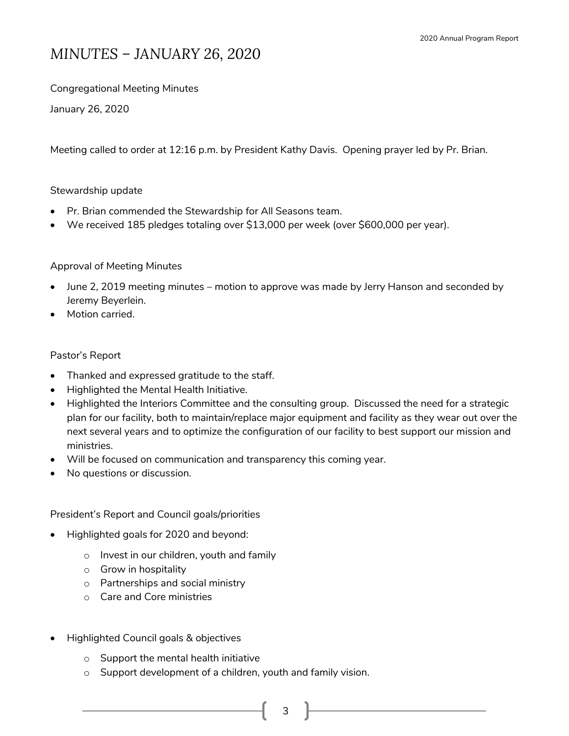# *MINUTES – JANUARY 26, 2020*

Congregational Meeting Minutes

January 26, 2020

Meeting called to order at 12:16 p.m. by President Kathy Davis. Opening prayer led by Pr. Brian.

Stewardship update

- Pr. Brian commended the Stewardship for All Seasons team.
- We received 185 pledges totaling over $13,000 per week (over $600,000 per year).

Approval of Meeting Minutes

- June 2, 2019 meeting minutes – motion to approve was made by Jerry Hanson and seconded by Jeremy Beyerlein.
- Motion carried.

Pastor's Report

- Thanked and expressed gratitude to the staff.
- Highlighted the Mental Health Initiative.
- Highlighted the Interiors Committee and the consulting group. Discussed the need for a strategic plan for our facility, both to maintain/replace major equipment and facility as they wear out over the next several years and to optimize the configuration of our facility to best support our mission and ministries.
- Will be focused on communication and transparency this coming year.
- No questions or discussion.

President's Report and Council goals/priorities

- Highlighted goals for 2020 and beyond:
  - Invest in our children, youth and family
  - Grow in hospitality
  - Partnerships and social ministry
  - Care and Core ministries
- Highlighted Council goals & objectives
  - Support the mental health initiative
  - Support development of a children, youth and family vision.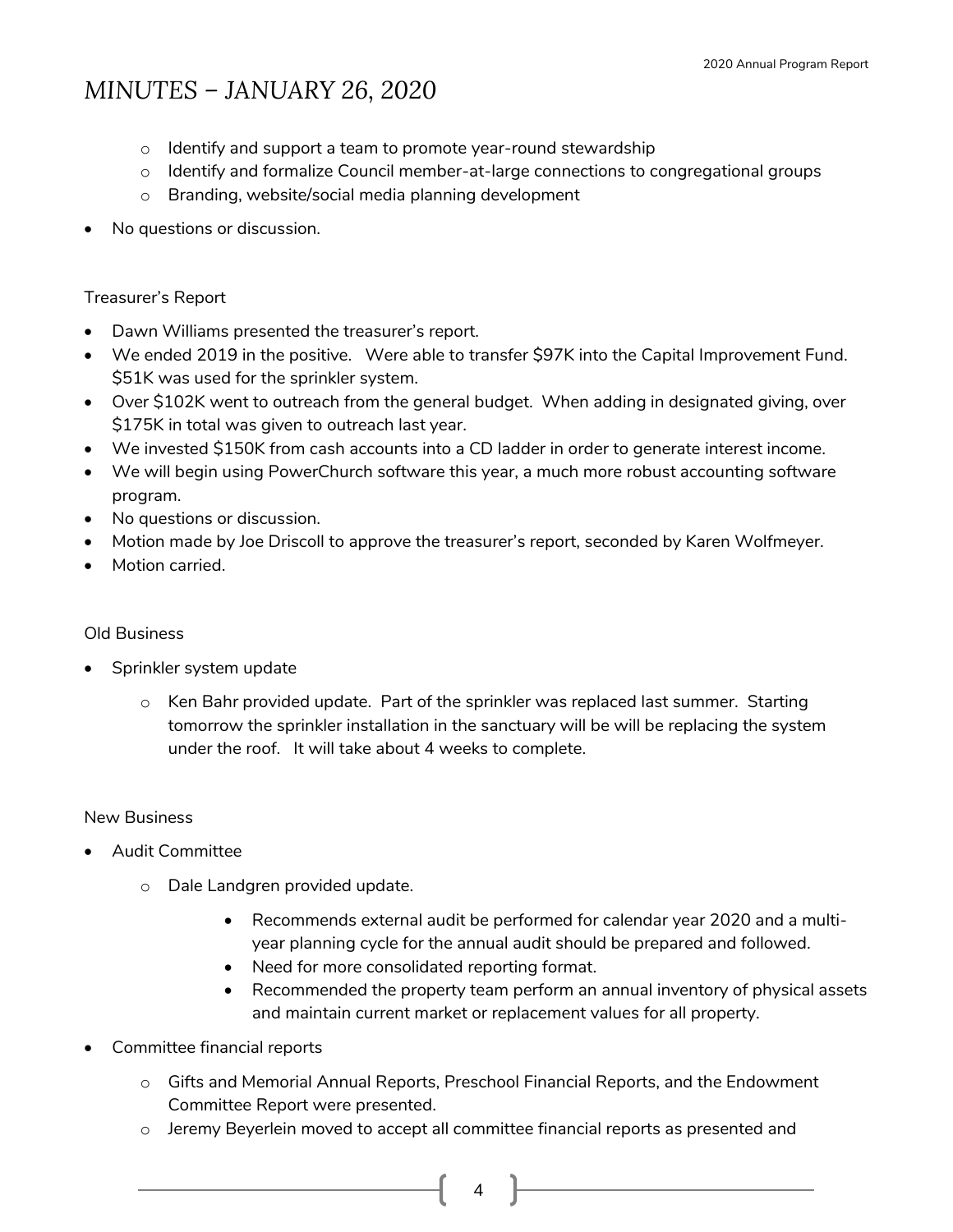# MINUTES – JANUARY 26, 2020

- Identify and support a team to promote year-round stewardship
- Identify and formalize Council member-at-large connections to congregational groups
- Branding, website/social media planning development

- No questions or discussion.

Treasurer's Report

- Dawn Williams presented the treasurer's report.
- We ended 2019 in the positive. Were able to transfer $97K into the Capital Improvement Fund. $51K was used for the sprinkler system.
- Over $102K went to outreach from the general budget. When adding in designated giving, over $175K in total was given to outreach last year.
- We invested $150K from cash accounts into a CD ladder in order to generate interest income.
- We will begin using PowerChurch software this year, a much more robust accounting software program.
- No questions or discussion.
- Motion made by Joe Driscoll to approve the treasurer's report, seconded by Karen Wolfmeyer.
- Motion carried.

Old Business

- Sprinkler system update
  - Ken Bahr provided update. Part of the sprinkler was replaced last summer. Starting tomorrow the sprinkler installation in the sanctuary will be will be replacing the system under the roof. It will take about 4 weeks to complete.

New Business

- Audit Committee
  - Dale Landgren provided update.
    - Recommends external audit be performed for calendar year 2020 and a multi-year planning cycle for the annual audit should be prepared and followed.
    - Need for more consolidated reporting format.
    - Recommended the property team perform an annual inventory of physical assets and maintain current market or replacement values for all property.
- Committee financial reports
  - Gifts and Memorial Annual Reports, Preschool Financial Reports, and the Endowment Committee Report were presented.
  - Jeremy Beyerlein moved to accept all committee financial reports as presented and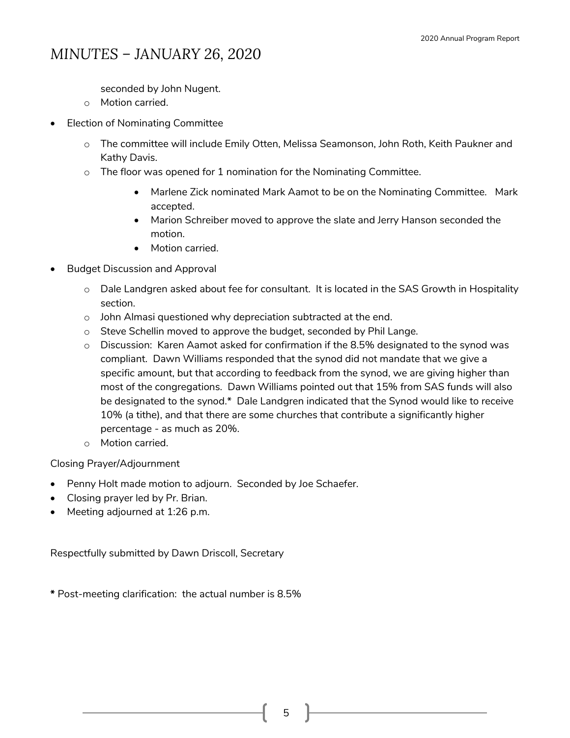# MINUTES – JANUARY 26, 2020

seconded by John Nugent.

  - Motion carried.

- Election of Nominating Committee
  - The committee will include Emily Otten, Melissa Seamonson, John Roth, Keith Paukner and Kathy Davis.
  - The floor was opened for 1 nomination for the Nominating Committee.
    - Marlene Zick nominated Mark Aamot to be on the Nominating Committee. Mark accepted.
    - Marion Schreiber moved to approve the slate and Jerry Hanson seconded the motion.
    - Motion carried.
- Budget Discussion and Approval
  - Dale Landgren asked about fee for consultant. It is located in the SAS Growth in Hospitality section.
  - John Almasi questioned why depreciation subtracted at the end.
  - Steve Schellin moved to approve the budget, seconded by Phil Lange.
  - Discussion: Karen Aamot asked for confirmation if the 8.5% designated to the synod was compliant. Dawn Williams responded that the synod did not mandate that we give a specific amount, but that according to feedback from the synod, we are giving higher than most of the congregations. Dawn Williams pointed out that 15% from SAS funds will also be designated to the synod.* Dale Landgren indicated that the Synod would like to receive 10% (a tithe), and that there are some churches that contribute a significantly higher percentage - as much as 20%.
  - Motion carried.

Closing Prayer/Adjournment

- Penny Holt made motion to adjourn. Seconded by Joe Schaefer.
- Closing prayer led by Pr. Brian.
- Meeting adjourned at 1:26 p.m.

Respectfully submitted by Dawn Driscoll, Secretary

**\*** Post-meeting clarification: the actual number is 8.5%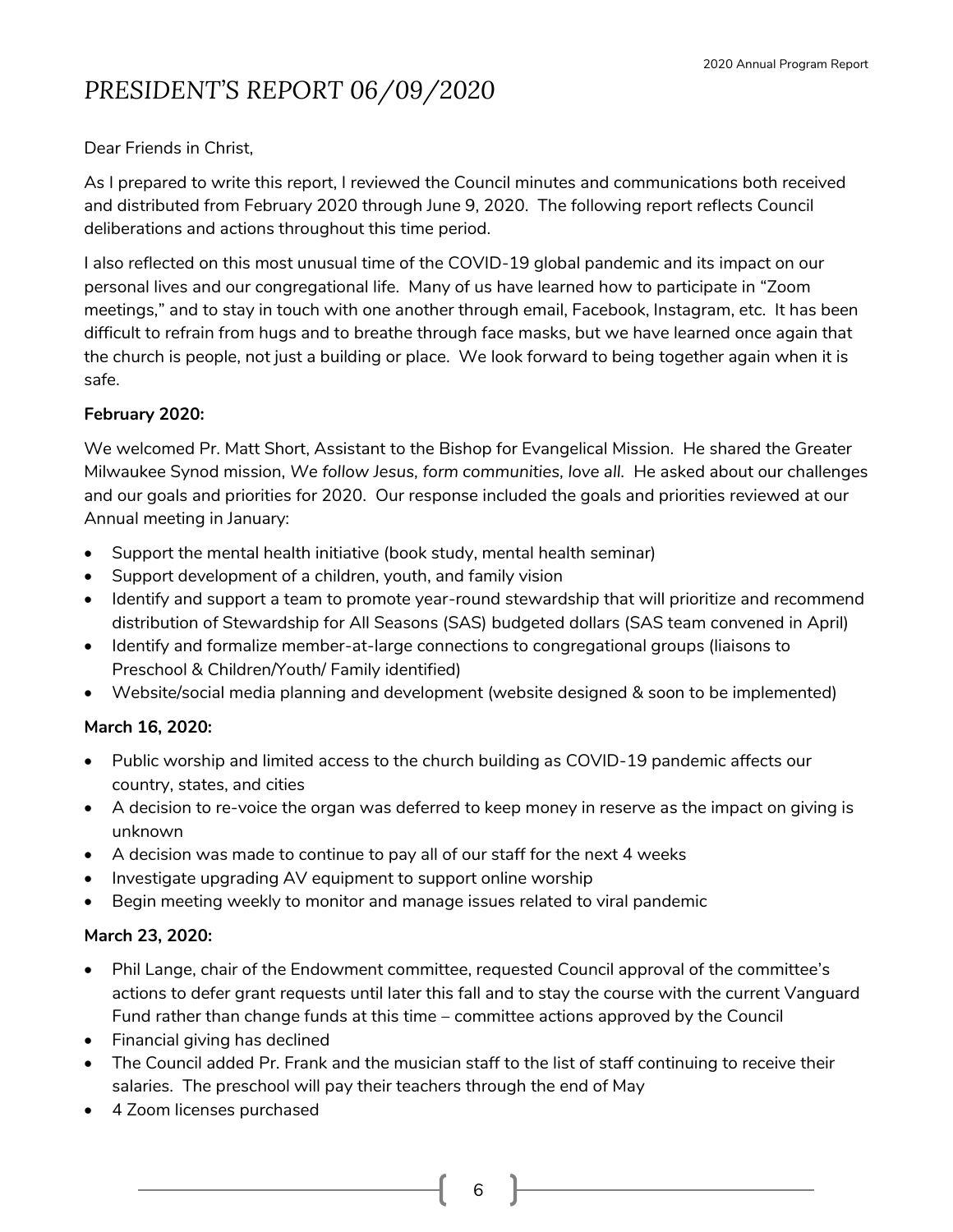# *PRESIDENT'S REPORT 06/09/2020*

Dear Friends in Christ,

As I prepared to write this report, I reviewed the Council minutes and communications both received and distributed from February 2020 through June 9, 2020. The following report reflects Council deliberations and actions throughout this time period.

I also reflected on this most unusual time of the COVID-19 global pandemic and its impact on our personal lives and our congregational life. Many of us have learned how to participate in "Zoom meetings," and to stay in touch with one another through email, Facebook, Instagram, etc. It has been difficult to refrain from hugs and to breathe through face masks, but we have learned once again that the church is people, not just a building or place. We look forward to being together again when it is safe.

**February 2020:**

We welcomed Pr. Matt Short, Assistant to the Bishop for Evangelical Mission. He shared the Greater Milwaukee Synod mission, *We follow Jesus, form communities, love all.* He asked about our challenges and our goals and priorities for 2020. Our response included the goals and priorities reviewed at our Annual meeting in January:

- Support the mental health initiative (book study, mental health seminar)
- Support development of a children, youth, and family vision
- Identify and support a team to promote year-round stewardship that will prioritize and recommend distribution of Stewardship for All Seasons (SAS) budgeted dollars (SAS team convened in April)
- Identify and formalize member-at-large connections to congregational groups (liaisons to Preschool & Children/Youth/ Family identified)
- Website/social media planning and development (website designed & soon to be implemented)

**March 16, 2020:**

- Public worship and limited access to the church building as COVID-19 pandemic affects our country, states, and cities
- A decision to re-voice the organ was deferred to keep money in reserve as the impact on giving is unknown
- A decision was made to continue to pay all of our staff for the next 4 weeks
- Investigate upgrading AV equipment to support online worship
- Begin meeting weekly to monitor and manage issues related to viral pandemic

**March 23, 2020:**

- Phil Lange, chair of the Endowment committee, requested Council approval of the committee's actions to defer grant requests until later this fall and to stay the course with the current Vanguard Fund rather than change funds at this time – committee actions approved by the Council
- Financial giving has declined
- The Council added Pr. Frank and the musician staff to the list of staff continuing to receive their salaries. The preschool will pay their teachers through the end of May
- 4 Zoom licenses purchased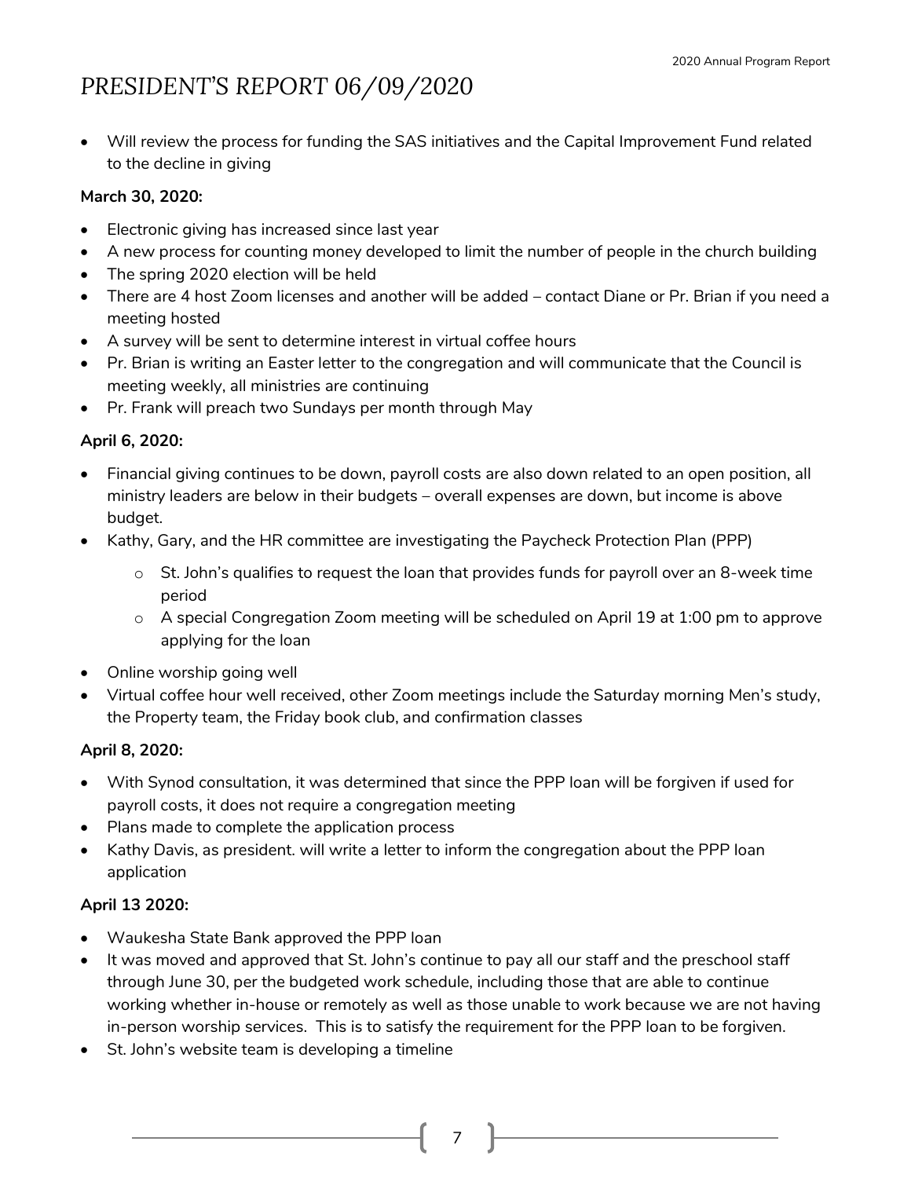# *PRESIDENT'S REPORT 06/09/2020*

- Will review the process for funding the SAS initiatives and the Capital Improvement Fund related to the decline in giving

**March 30, 2020:**

- Electronic giving has increased since last year
- A new process for counting money developed to limit the number of people in the church building
- The spring 2020 election will be held
- There are 4 host Zoom licenses and another will be added – contact Diane or Pr. Brian if you need a meeting hosted
- A survey will be sent to determine interest in virtual coffee hours
- Pr. Brian is writing an Easter letter to the congregation and will communicate that the Council is meeting weekly, all ministries are continuing
- Pr. Frank will preach two Sundays per month through May

**April 6, 2020:**

- Financial giving continues to be down, payroll costs are also down related to an open position, all ministry leaders are below in their budgets – overall expenses are down, but income is above budget.
- Kathy, Gary, and the HR committee are investigating the Paycheck Protection Plan (PPP)
    - St. John's qualifies to request the loan that provides funds for payroll over an 8-week time period
    - A special Congregation Zoom meeting will be scheduled on April 19 at 1:00 pm to approve applying for the loan
- Online worship going well
- Virtual coffee hour well received, other Zoom meetings include the Saturday morning Men's study, the Property team, the Friday book club, and confirmation classes

**April 8, 2020:**

- With Synod consultation, it was determined that since the PPP loan will be forgiven if used for payroll costs, it does not require a congregation meeting
- Plans made to complete the application process
- Kathy Davis, as president. will write a letter to inform the congregation about the PPP loan application

**April 13 2020:**

- Waukesha State Bank approved the PPP loan
- It was moved and approved that St. John's continue to pay all our staff and the preschool staff through June 30, per the budgeted work schedule, including those that are able to continue working whether in-house or remotely as well as those unable to work because we are not having in-person worship services. This is to satisfy the requirement for the PPP loan to be forgiven.
- St. John's website team is developing a timeline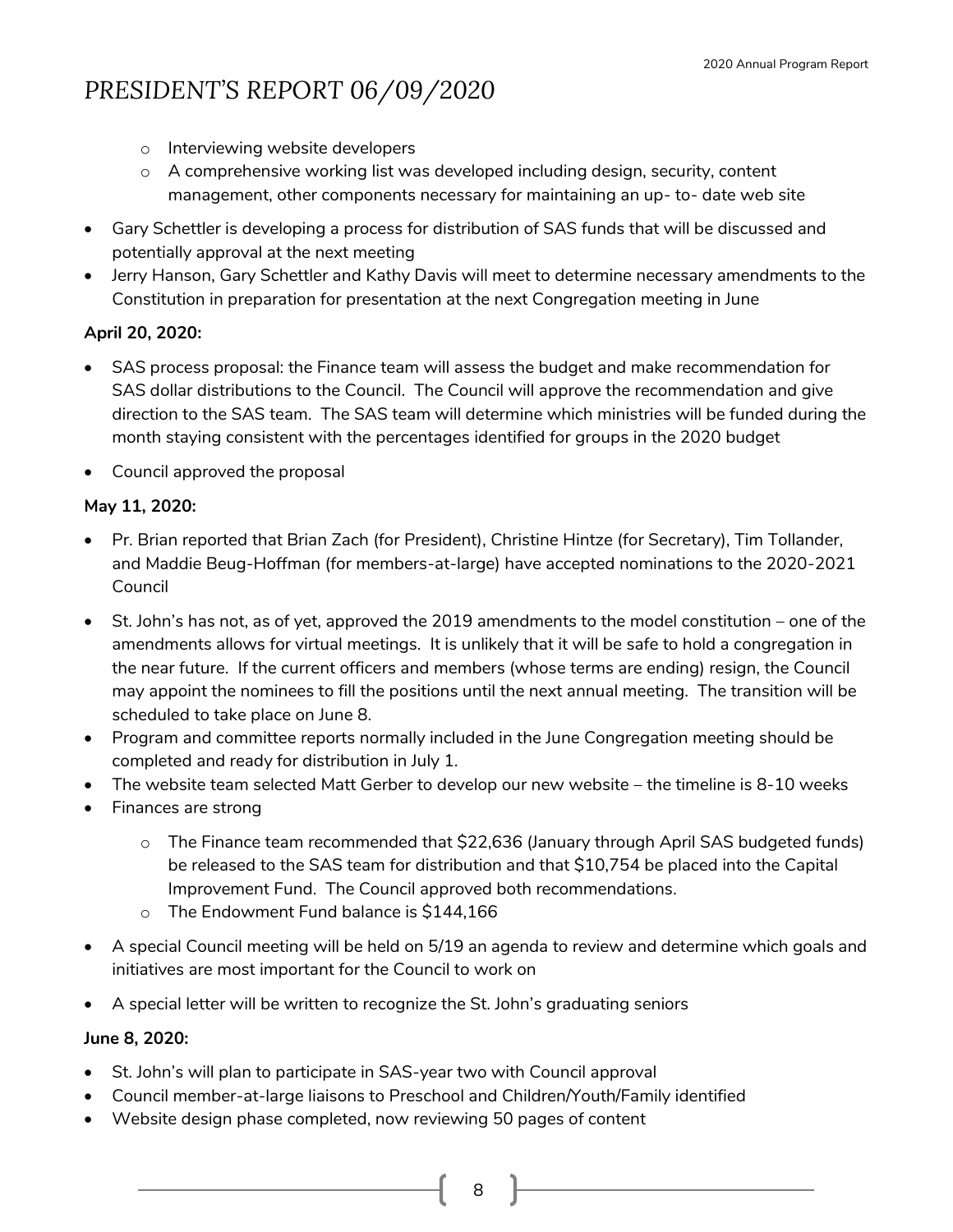# PRESIDENT'S REPORT 06/09/2020

- Interviewing website developers
- A comprehensive working list was developed including design, security, content management, other components necessary for maintaining an up- to- date web site

- Gary Schettler is developing a process for distribution of SAS funds that will be discussed and potentially approval at the next meeting
- Jerry Hanson, Gary Schettler and Kathy Davis will meet to determine necessary amendments to the Constitution in preparation for presentation at the next Congregation meeting in June

**April 20, 2020:**

- SAS process proposal: the Finance team will assess the budget and make recommendation for SAS dollar distributions to the Council. The Council will approve the recommendation and give direction to the SAS team. The SAS team will determine which ministries will be funded during the month staying consistent with the percentages identified for groups in the 2020 budget
- Council approved the proposal

**May 11, 2020:**

- Pr. Brian reported that Brian Zach (for President), Christine Hintze (for Secretary), Tim Tollander, and Maddie Beug-Hoffman (for members-at-large) have accepted nominations to the 2020-2021 Council
- St. John's has not, as of yet, approved the 2019 amendments to the model constitution – one of the amendments allows for virtual meetings. It is unlikely that it will be safe to hold a congregation in the near future. If the current officers and members (whose terms are ending) resign, the Council may appoint the nominees to fill the positions until the next annual meeting. The transition will be scheduled to take place on June 8.
- Program and committee reports normally included in the June Congregation meeting should be completed and ready for distribution in July 1.
- The website team selected Matt Gerber to develop our new website – the timeline is 8-10 weeks
- Finances are strong
  - The Finance team recommended that $22,636 (January through April SAS budgeted funds) be released to the SAS team for distribution and that $10,754 be placed into the Capital Improvement Fund. The Council approved both recommendations.
  - The Endowment Fund balance is $144,166
- A special Council meeting will be held on 5/19 an agenda to review and determine which goals and initiatives are most important for the Council to work on
- A special letter will be written to recognize the St. John's graduating seniors

**June 8, 2020:**

- St. John's will plan to participate in SAS-year two with Council approval
- Council member-at-large liaisons to Preschool and Children/Youth/Family identified
- Website design phase completed, now reviewing 50 pages of content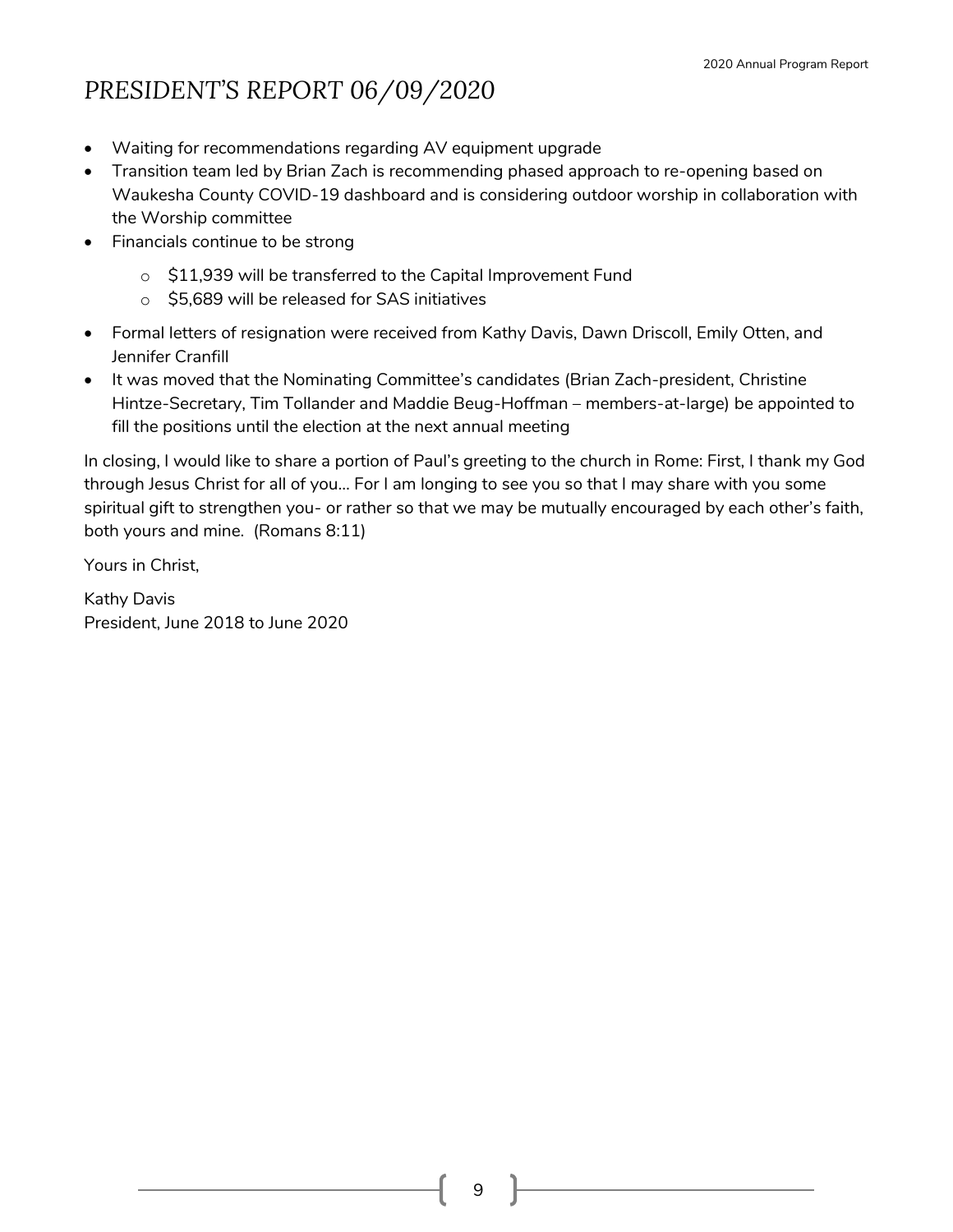# *PRESIDENT'S REPORT 06/09/2020*

- Waiting for recommendations regarding AV equipment upgrade
- Transition team led by Brian Zach is recommending phased approach to re-opening based on Waukesha County COVID-19 dashboard and is considering outdoor worship in collaboration with the Worship committee
- Financials continue to be strong
    - $11,939 will be transferred to the Capital Improvement Fund
    - $5,689 will be released for SAS initiatives
- Formal letters of resignation were received from Kathy Davis, Dawn Driscoll, Emily Otten, and Jennifer Cranfill
- It was moved that the Nominating Committee's candidates (Brian Zach-president, Christine Hintze-Secretary, Tim Tollander and Maddie Beug-Hoffman – members-at-large) be appointed to fill the positions until the election at the next annual meeting

In closing, I would like to share a portion of Paul's greeting to the church in Rome: First, I thank my God through Jesus Christ for all of you... For I am longing to see you so that I may share with you some spiritual gift to strengthen you- or rather so that we may be mutually encouraged by each other's faith, both yours and mine. (Romans 8:11)

Yours in Christ,

Kathy Davis
President, June 2018 to June 2020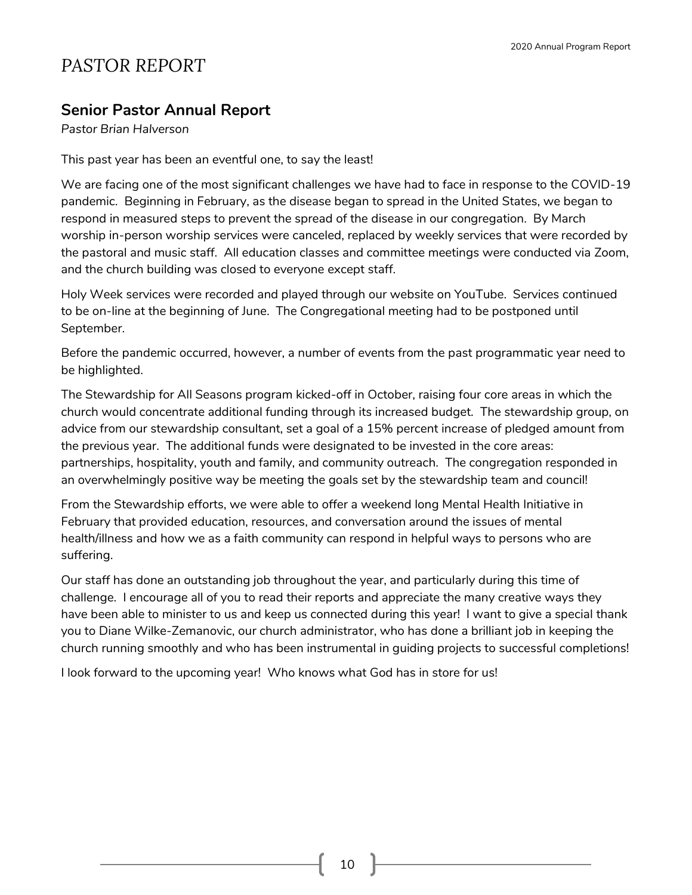# PASTOR REPORT

## Senior Pastor Annual Report

*Pastor Brian Halverson*

This past year has been an eventful one, to say the least!

We are facing one of the most significant challenges we have had to face in response to the COVID-19 pandemic. Beginning in February, as the disease began to spread in the United States, we began to respond in measured steps to prevent the spread of the disease in our congregation. By March worship in-person worship services were canceled, replaced by weekly services that were recorded by the pastoral and music staff. All education classes and committee meetings were conducted via Zoom, and the church building was closed to everyone except staff.

Holy Week services were recorded and played through our website on YouTube. Services continued to be on-line at the beginning of June. The Congregational meeting had to be postponed until September.

Before the pandemic occurred, however, a number of events from the past programmatic year need to be highlighted.

The Stewardship for All Seasons program kicked-off in October, raising four core areas in which the church would concentrate additional funding through its increased budget. The stewardship group, on advice from our stewardship consultant, set a goal of a 15% percent increase of pledged amount from the previous year. The additional funds were designated to be invested in the core areas: partnerships, hospitality, youth and family, and community outreach. The congregation responded in an overwhelmingly positive way be meeting the goals set by the stewardship team and council!

From the Stewardship efforts, we were able to offer a weekend long Mental Health Initiative in February that provided education, resources, and conversation around the issues of mental health/illness and how we as a faith community can respond in helpful ways to persons who are suffering.

Our staff has done an outstanding job throughout the year, and particularly during this time of challenge. I encourage all of you to read their reports and appreciate the many creative ways they have been able to minister to us and keep us connected during this year! I want to give a special thank you to Diane Wilke-Zemanovic, our church administrator, who has done a brilliant job in keeping the church running smoothly and who has been instrumental in guiding projects to successful completions!

I look forward to the upcoming year! Who knows what God has in store for us!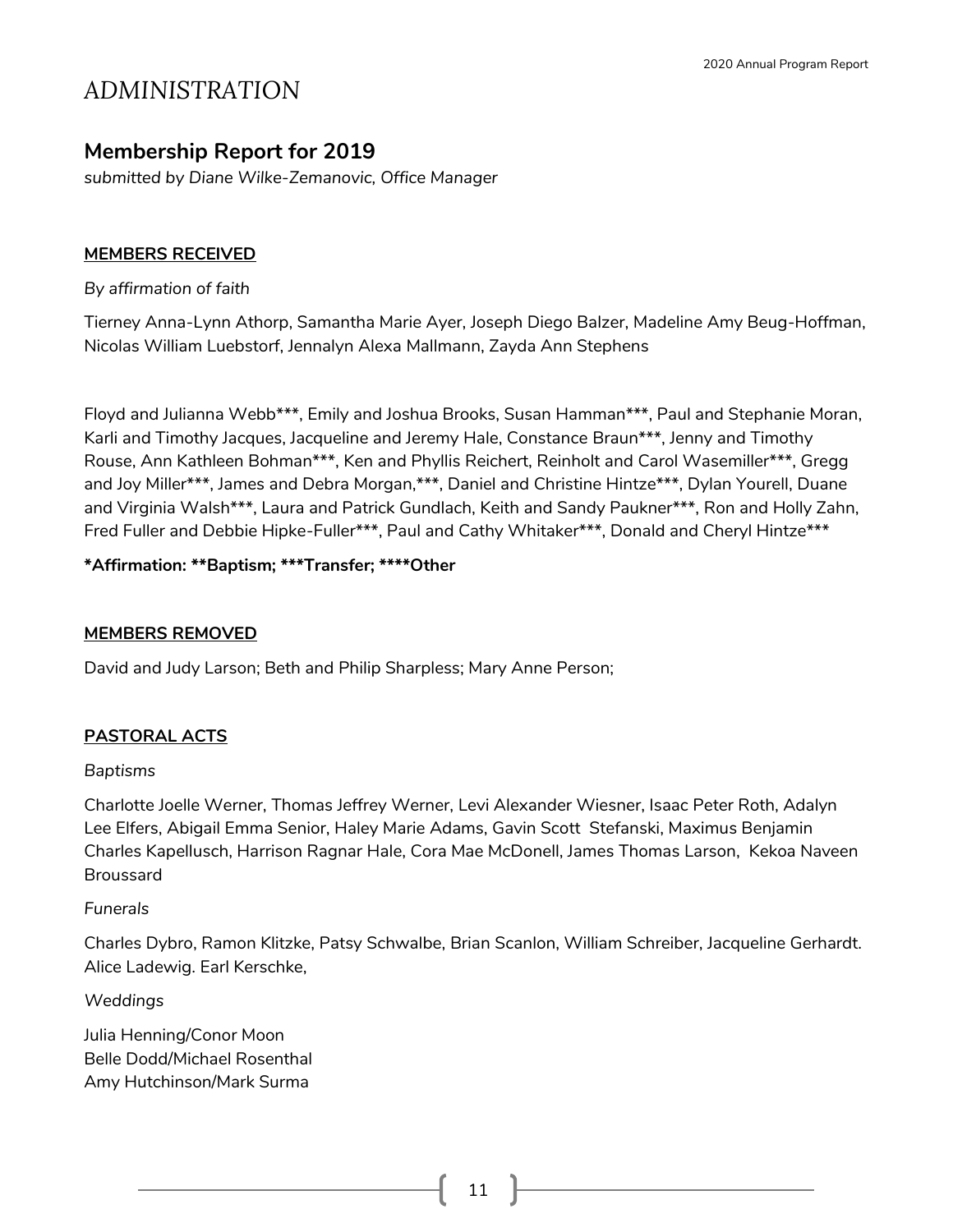# ADMINISTRATION

## Membership Report for 2019

*submitted by Diane Wilke-Zemanovic, Office Manager*

**MEMBERS RECEIVED**

*By affirmation of faith*

Tierney Anna-Lynn Athorp, Samantha Marie Ayer, Joseph Diego Balzer, Madeline Amy Beug-Hoffman, Nicolas William Luebstorf, Jennalyn Alexa Mallmann, Zayda Ann Stephens

Floyd and Julianna Webb***, Emily and Joshua Brooks, Susan Hamman***, Paul and Stephanie Moran, Karli and Timothy Jacques, Jacqueline and Jeremy Hale, Constance Braun***, Jenny and Timothy Rouse, Ann Kathleen Bohman***, Ken and Phyllis Reichert, Reinholt and Carol Wasemiller***, Gregg and Joy Miller***, James and Debra Morgan,***, Daniel and Christine Hintze***, Dylan Yourell, Duane and Virginia Walsh***, Laura and Patrick Gundlach, Keith and Sandy Paukner***, Ron and Holly Zahn, Fred Fuller and Debbie Hipke-Fuller***, Paul and Cathy Whitaker***, Donald and Cheryl Hintze***

***Affirmation: **Baptism; ***Transfer; ****Other**

**MEMBERS REMOVED**

David and Judy Larson; Beth and Philip Sharpless; Mary Anne Person;

**PASTORAL ACTS**

*Baptisms*

Charlotte Joelle Werner, Thomas Jeffrey Werner, Levi Alexander Wiesner, Isaac Peter Roth, Adalyn Lee Elfers, Abigail Emma Senior, Haley Marie Adams, Gavin Scott Stefanski, Maximus Benjamin Charles Kapellusch, Harrison Ragnar Hale, Cora Mae McDonell, James Thomas Larson, Kekoa Naveen Broussard

*Funerals*

Charles Dybro, Ramon Klitzke, Patsy Schwalbe, Brian Scanlon, William Schreiber, Jacqueline Gerhardt. Alice Ladewig. Earl Kerschke,

*Weddings*

Julia Henning/Conor Moon
Belle Dodd/Michael Rosenthal
Amy Hutchinson/Mark Surma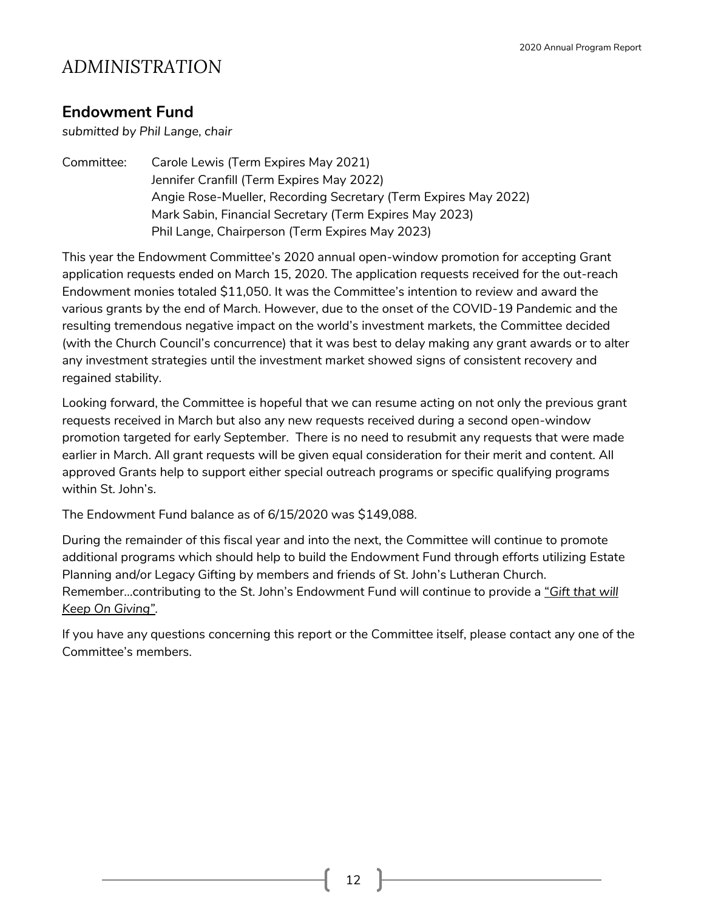# ADMINISTRATION

## Endowment Fund

*submitted by Phil Lange, chair*

Committee: Carole Lewis (Term Expires May 2021)
Jennifer Cranfill (Term Expires May 2022)
Angie Rose-Mueller, Recording Secretary (Term Expires May 2022)
Mark Sabin, Financial Secretary (Term Expires May 2023)
Phil Lange, Chairperson (Term Expires May 2023)

This year the Endowment Committee's 2020 annual open-window promotion for accepting Grant application requests ended on March 15, 2020. The application requests received for the out-reach Endowment monies totaled $11,050. It was the Committee's intention to review and award the various grants by the end of March. However, due to the onset of the COVID-19 Pandemic and the resulting tremendous negative impact on the world's investment markets, the Committee decided (with the Church Council's concurrence) that it was best to delay making any grant awards or to alter any investment strategies until the investment market showed signs of consistent recovery and regained stability.

Looking forward, the Committee is hopeful that we can resume acting on not only the previous grant requests received in March but also any new requests received during a second open-window promotion targeted for early September. There is no need to resubmit any requests that were made earlier in March. All grant requests will be given equal consideration for their merit and content. All approved Grants help to support either special outreach programs or specific qualifying programs within St. John's.

The Endowment Fund balance as of 6/15/2020 was $149,088.

During the remainder of this fiscal year and into the next, the Committee will continue to promote additional programs which should help to build the Endowment Fund through efforts utilizing Estate Planning and/or Legacy Gifting by members and friends of St. John's Lutheran Church. Remember…contributing to the St. John's Endowment Fund will continue to provide a *"Gift that will Keep On Giving"*.

If you have any questions concerning this report or the Committee itself, please contact any one of the Committee's members.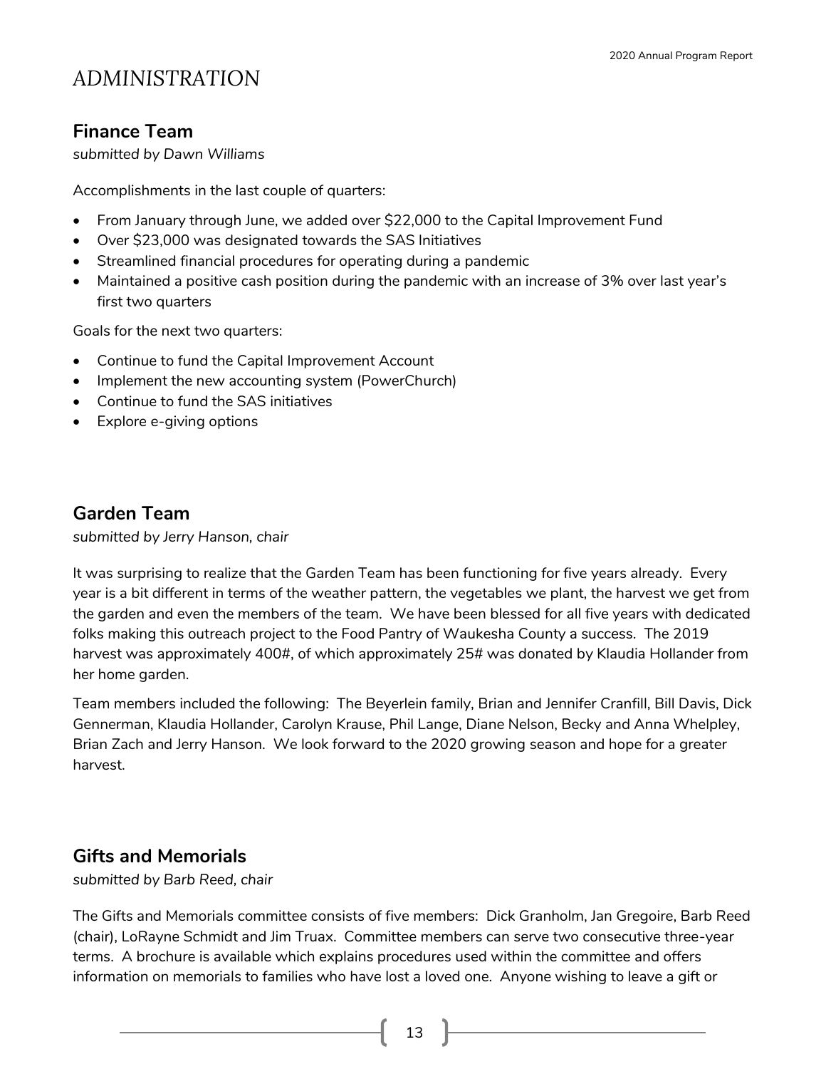# ADMINISTRATION

## Finance Team

*submitted by Dawn Williams*

Accomplishments in the last couple of quarters:

- From January through June, we added over $22,000 to the Capital Improvement Fund
- Over $23,000 was designated towards the SAS Initiatives
- Streamlined financial procedures for operating during a pandemic
- Maintained a positive cash position during the pandemic with an increase of 3% over last year's first two quarters

Goals for the next two quarters:

- Continue to fund the Capital Improvement Account
- Implement the new accounting system (PowerChurch)
- Continue to fund the SAS initiatives
- Explore e-giving options

## Garden Team

*submitted by Jerry Hanson, chair*

It was surprising to realize that the Garden Team has been functioning for five years already. Every year is a bit different in terms of the weather pattern, the vegetables we plant, the harvest we get from the garden and even the members of the team. We have been blessed for all five years with dedicated folks making this outreach project to the Food Pantry of Waukesha County a success. The 2019 harvest was approximately 400#, of which approximately 25# was donated by Klaudia Hollander from her home garden.

Team members included the following: The Beyerlein family, Brian and Jennifer Cranfill, Bill Davis, Dick Gennerman, Klaudia Hollander, Carolyn Krause, Phil Lange, Diane Nelson, Becky and Anna Whelpley, Brian Zach and Jerry Hanson. We look forward to the 2020 growing season and hope for a greater harvest.

## Gifts and Memorials

*submitted by Barb Reed, chair*

The Gifts and Memorials committee consists of five members: Dick Granholm, Jan Gregoire, Barb Reed (chair), LoRayne Schmidt and Jim Truax. Committee members can serve two consecutive three-year terms. A brochure is available which explains procedures used within the committee and offers information on memorials to families who have lost a loved one. Anyone wishing to leave a gift or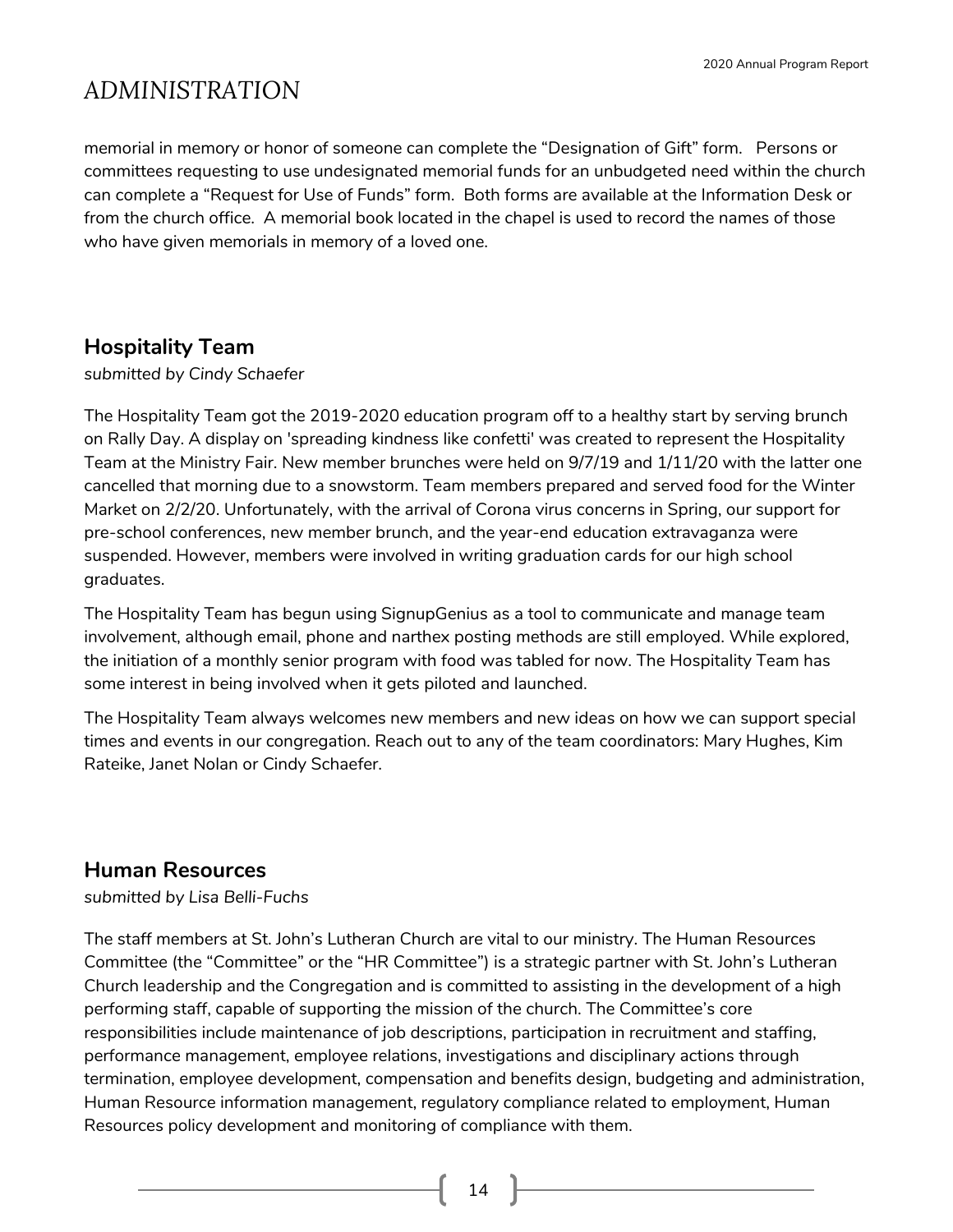# ADMINISTRATION

memorial in memory or honor of someone can complete the "Designation of Gift" form. Persons or committees requesting to use undesignated memorial funds for an unbudgeted need within the church can complete a "Request for Use of Funds" form. Both forms are available at the Information Desk or from the church office. A memorial book located in the chapel is used to record the names of those who have given memorials in memory of a loved one.

## Hospitality Team

*submitted by Cindy Schaefer*

The Hospitality Team got the 2019-2020 education program off to a healthy start by serving brunch on Rally Day. A display on 'spreading kindness like confetti' was created to represent the Hospitality Team at the Ministry Fair. New member brunches were held on 9/7/19 and 1/11/20 with the latter one cancelled that morning due to a snowstorm. Team members prepared and served food for the Winter Market on 2/2/20. Unfortunately, with the arrival of Corona virus concerns in Spring, our support for pre-school conferences, new member brunch, and the year-end education extravaganza were suspended. However, members were involved in writing graduation cards for our high school graduates.

The Hospitality Team has begun using SignupGenius as a tool to communicate and manage team involvement, although email, phone and narthex posting methods are still employed. While explored, the initiation of a monthly senior program with food was tabled for now. The Hospitality Team has some interest in being involved when it gets piloted and launched.

The Hospitality Team always welcomes new members and new ideas on how we can support special times and events in our congregation. Reach out to any of the team coordinators: Mary Hughes, Kim Rateike, Janet Nolan or Cindy Schaefer.

## Human Resources

*submitted by Lisa Belli-Fuchs*

The staff members at St. John's Lutheran Church are vital to our ministry. The Human Resources Committee (the "Committee" or the "HR Committee") is a strategic partner with St. John's Lutheran Church leadership and the Congregation and is committed to assisting in the development of a high performing staff, capable of supporting the mission of the church. The Committee's core responsibilities include maintenance of job descriptions, participation in recruitment and staffing, performance management, employee relations, investigations and disciplinary actions through termination, employee development, compensation and benefits design, budgeting and administration, Human Resource information management, regulatory compliance related to employment, Human Resources policy development and monitoring of compliance with them.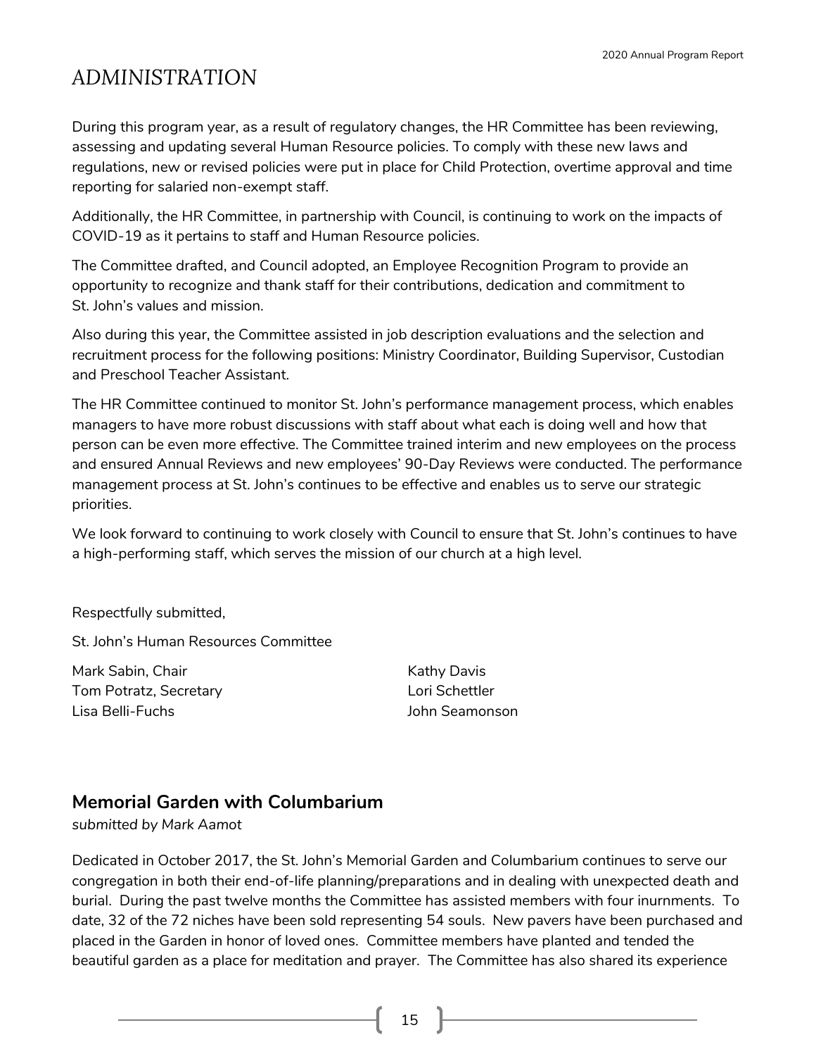# ADMINISTRATION

During this program year, as a result of regulatory changes, the HR Committee has been reviewing, assessing and updating several Human Resource policies. To comply with these new laws and regulations, new or revised policies were put in place for Child Protection, overtime approval and time reporting for salaried non-exempt staff.

Additionally, the HR Committee, in partnership with Council, is continuing to work on the impacts of COVID-19 as it pertains to staff and Human Resource policies.

The Committee drafted, and Council adopted, an Employee Recognition Program to provide an opportunity to recognize and thank staff for their contributions, dedication and commitment to St. John's values and mission.

Also during this year, the Committee assisted in job description evaluations and the selection and recruitment process for the following positions: Ministry Coordinator, Building Supervisor, Custodian and Preschool Teacher Assistant.

The HR Committee continued to monitor St. John's performance management process, which enables managers to have more robust discussions with staff about what each is doing well and how that person can be even more effective. The Committee trained interim and new employees on the process and ensured Annual Reviews and new employees' 90-Day Reviews were conducted. The performance management process at St. John's continues to be effective and enables us to serve our strategic priorities.

We look forward to continuing to work closely with Council to ensure that St. John's continues to have a high-performing staff, which serves the mission of our church at a high level.

Respectfully submitted,

St. John's Human Resources Committee

Mark Sabin, Chair
Tom Potratz, Secretary
Lisa Belli-Fuchs
Kathy Davis
Lori Schettler
John Seamonson

## Memorial Garden with Columbarium

*submitted by Mark Aamot*

Dedicated in October 2017, the St. John's Memorial Garden and Columbarium continues to serve our congregation in both their end-of-life planning/preparations and in dealing with unexpected death and burial. During the past twelve months the Committee has assisted members with four inurnments. To date, 32 of the 72 niches have been sold representing 54 souls. New pavers have been purchased and placed in the Garden in honor of loved ones. Committee members have planted and tended the beautiful garden as a place for meditation and prayer. The Committee has also shared its experience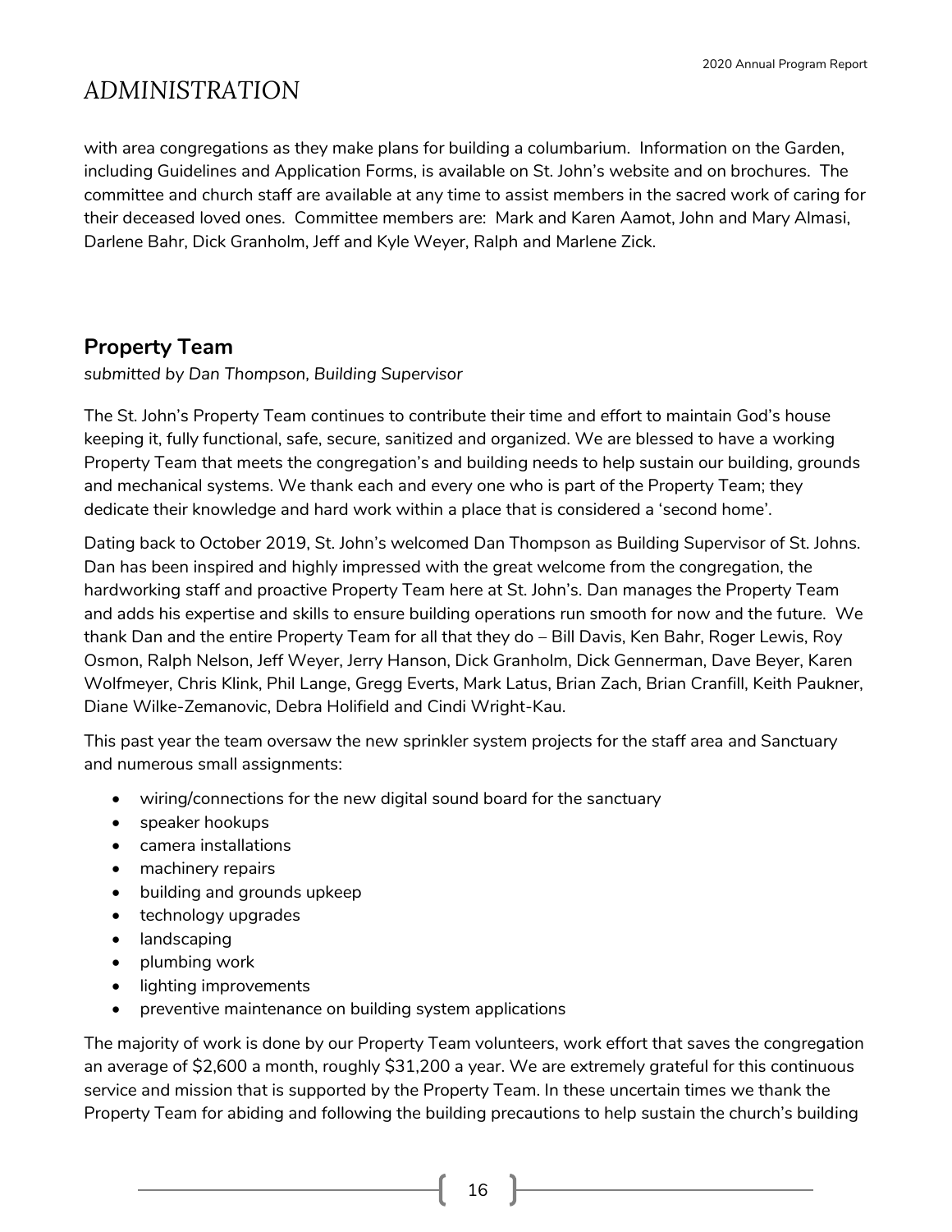# ADMINISTRATION

with area congregations as they make plans for building a columbarium. Information on the Garden, including Guidelines and Application Forms, is available on St. John's website and on brochures. The committee and church staff are available at any time to assist members in the sacred work of caring for their deceased loved ones. Committee members are: Mark and Karen Aamot, John and Mary Almasi, Darlene Bahr, Dick Granholm, Jeff and Kyle Weyer, Ralph and Marlene Zick.

## Property Team

*submitted by Dan Thompson, Building Supervisor*

The St. John's Property Team continues to contribute their time and effort to maintain God's house keeping it, fully functional, safe, secure, sanitized and organized. We are blessed to have a working Property Team that meets the congregation's and building needs to help sustain our building, grounds and mechanical systems. We thank each and every one who is part of the Property Team; they dedicate their knowledge and hard work within a place that is considered a 'second home'.

Dating back to October 2019, St. John's welcomed Dan Thompson as Building Supervisor of St. Johns. Dan has been inspired and highly impressed with the great welcome from the congregation, the hardworking staff and proactive Property Team here at St. John's. Dan manages the Property Team and adds his expertise and skills to ensure building operations run smooth for now and the future. We thank Dan and the entire Property Team for all that they do – Bill Davis, Ken Bahr, Roger Lewis, Roy Osmon, Ralph Nelson, Jeff Weyer, Jerry Hanson, Dick Granholm, Dick Gennerman, Dave Beyer, Karen Wolfmeyer, Chris Klink, Phil Lange, Gregg Everts, Mark Latus, Brian Zach, Brian Cranfill, Keith Paukner, Diane Wilke-Zemanovic, Debra Holifield and Cindi Wright-Kau.

This past year the team oversaw the new sprinkler system projects for the staff area and Sanctuary and numerous small assignments:

- wiring/connections for the new digital sound board for the sanctuary
- speaker hookups
- camera installations
- machinery repairs
- building and grounds upkeep
- technology upgrades
- landscaping
- plumbing work
- lighting improvements
- preventive maintenance on building system applications

The majority of work is done by our Property Team volunteers, work effort that saves the congregation an average of $2,600 a month, roughly $31,200 a year. We are extremely grateful for this continuous service and mission that is supported by the Property Team. In these uncertain times we thank the Property Team for abiding and following the building precautions to help sustain the church's building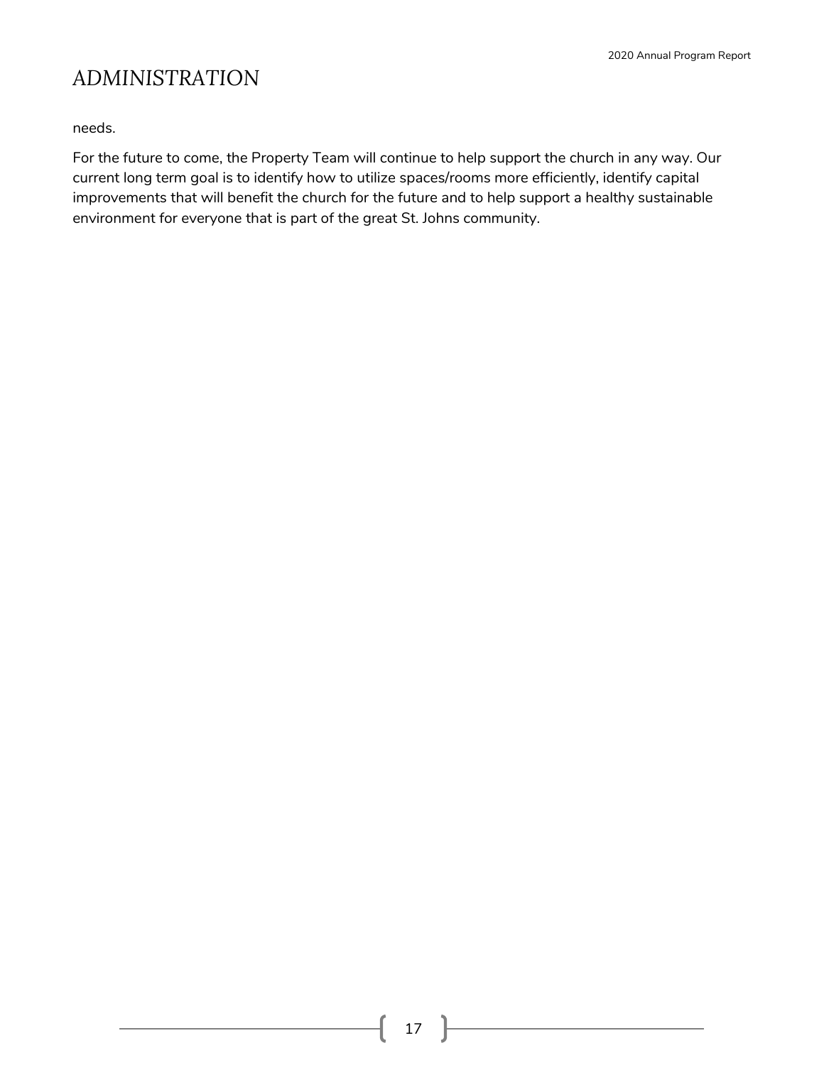# ADMINISTRATION

needs.

For the future to come, the Property Team will continue to help support the church in any way. Our current long term goal is to identify how to utilize spaces/rooms more efficiently, identify capital improvements that will benefit the church for the future and to help support a healthy sustainable environment for everyone that is part of the great St. Johns community.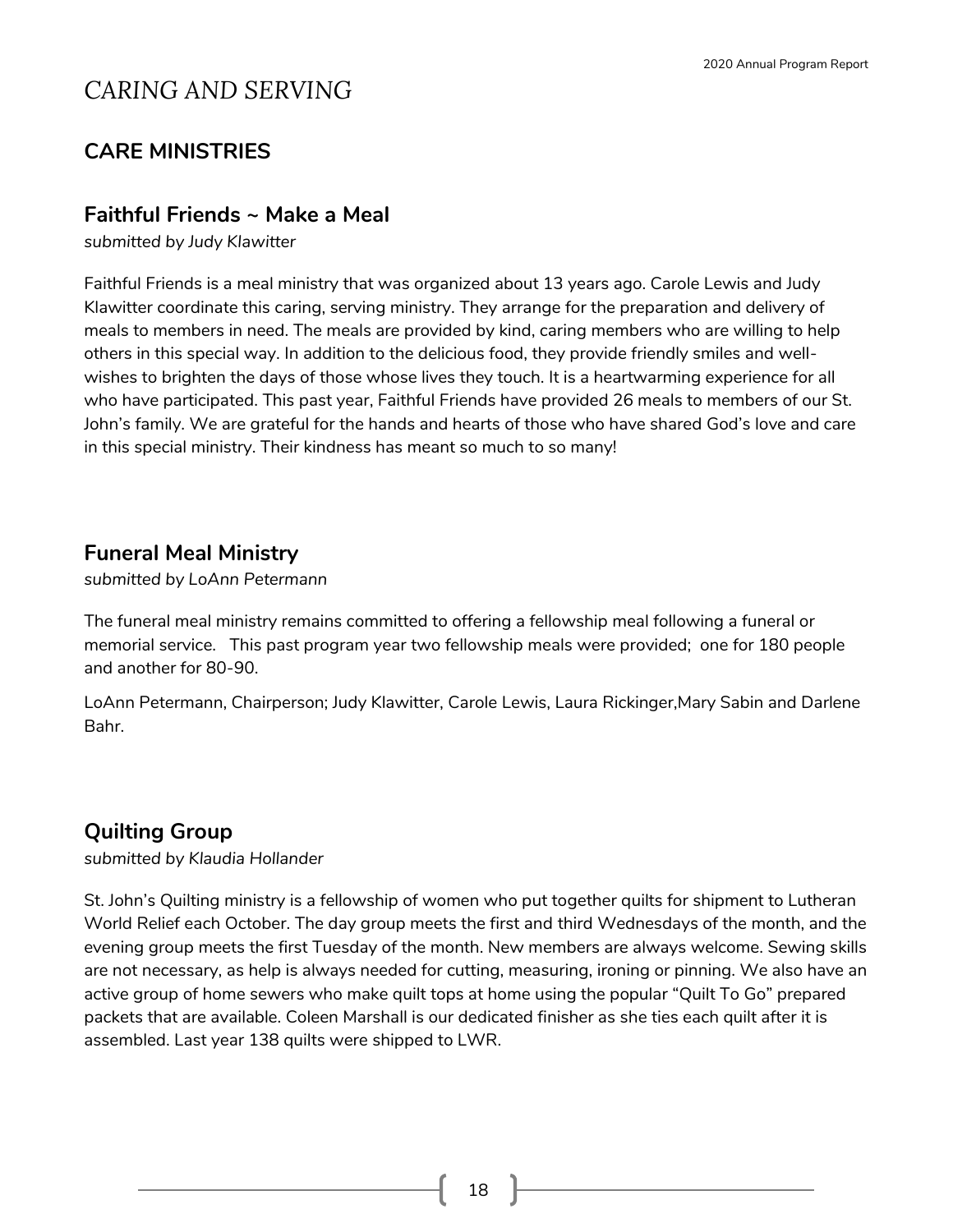# CARING AND SERVING

## CARE MINISTRIES

### Faithful Friends ~ Make a Meal

*submitted by Judy Klawitter*

Faithful Friends is a meal ministry that was organized about 13 years ago. Carole Lewis and Judy Klawitter coordinate this caring, serving ministry. They arrange for the preparation and delivery of meals to members in need. The meals are provided by kind, caring members who are willing to help others in this special way. In addition to the delicious food, they provide friendly smiles and well-wishes to brighten the days of those whose lives they touch. It is a heartwarming experience for all who have participated. This past year, Faithful Friends have provided 26 meals to members of our St. John's family. We are grateful for the hands and hearts of those who have shared God's love and care in this special ministry. Their kindness has meant so much to so many!

### Funeral Meal Ministry

*submitted by LoAnn Petermann*

The funeral meal ministry remains committed to offering a fellowship meal following a funeral or memorial service. This past program year two fellowship meals were provided; one for 180 people and another for 80-90.

LoAnn Petermann, Chairperson; Judy Klawitter, Carole Lewis, Laura Rickinger,Mary Sabin and Darlene Bahr.

### Quilting Group

*submitted by Klaudia Hollander*

St. John's Quilting ministry is a fellowship of women who put together quilts for shipment to Lutheran World Relief each October. The day group meets the first and third Wednesdays of the month, and the evening group meets the first Tuesday of the month. New members are always welcome. Sewing skills are not necessary, as help is always needed for cutting, measuring, ironing or pinning. We also have an active group of home sewers who make quilt tops at home using the popular "Quilt To Go" prepared packets that are available. Coleen Marshall is our dedicated finisher as she ties each quilt after it is assembled. Last year 138 quilts were shipped to LWR.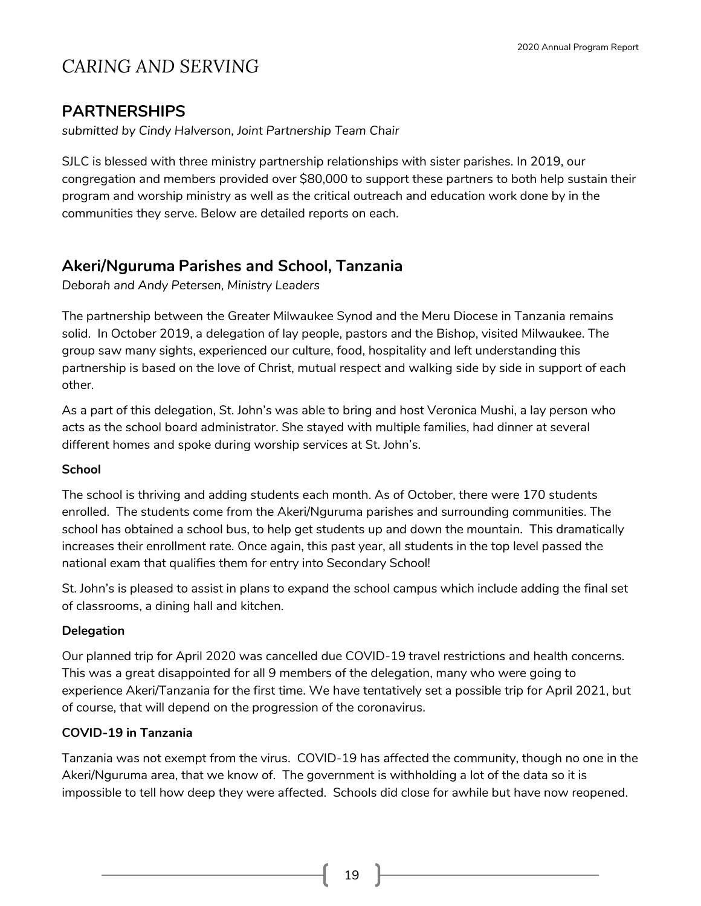# CARING AND SERVING

## PARTNERSHIPS

*submitted by Cindy Halverson, Joint Partnership Team Chair*

SJLC is blessed with three ministry partnership relationships with sister parishes. In 2019, our congregation and members provided over $80,000 to support these partners to both help sustain their program and worship ministry as well as the critical outreach and education work done by in the communities they serve. Below are detailed reports on each.

## Akeri/Nguruma Parishes and School, Tanzania

*Deborah and Andy Petersen, Ministry Leaders*

The partnership between the Greater Milwaukee Synod and the Meru Diocese in Tanzania remains solid. In October 2019, a delegation of lay people, pastors and the Bishop, visited Milwaukee. The group saw many sights, experienced our culture, food, hospitality and left understanding this partnership is based on the love of Christ, mutual respect and walking side by side in support of each other.

As a part of this delegation, St. John's was able to bring and host Veronica Mushi, a lay person who acts as the school board administrator. She stayed with multiple families, had dinner at several different homes and spoke during worship services at St. John's.

**School**

The school is thriving and adding students each month. As of October, there were 170 students enrolled. The students come from the Akeri/Nguruma parishes and surrounding communities. The school has obtained a school bus, to help get students up and down the mountain. This dramatically increases their enrollment rate. Once again, this past year, all students in the top level passed the national exam that qualifies them for entry into Secondary School!

St. John's is pleased to assist in plans to expand the school campus which include adding the final set of classrooms, a dining hall and kitchen.

**Delegation**

Our planned trip for April 2020 was cancelled due COVID-19 travel restrictions and health concerns. This was a great disappointed for all 9 members of the delegation, many who were going to experience Akeri/Tanzania for the first time. We have tentatively set a possible trip for April 2021, but of course, that will depend on the progression of the coronavirus.

**COVID-19 in Tanzania**

Tanzania was not exempt from the virus. COVID-19 has affected the community, though no one in the Akeri/Nguruma area, that we know of. The government is withholding a lot of the data so it is impossible to tell how deep they were affected. Schools did close for awhile but have now reopened.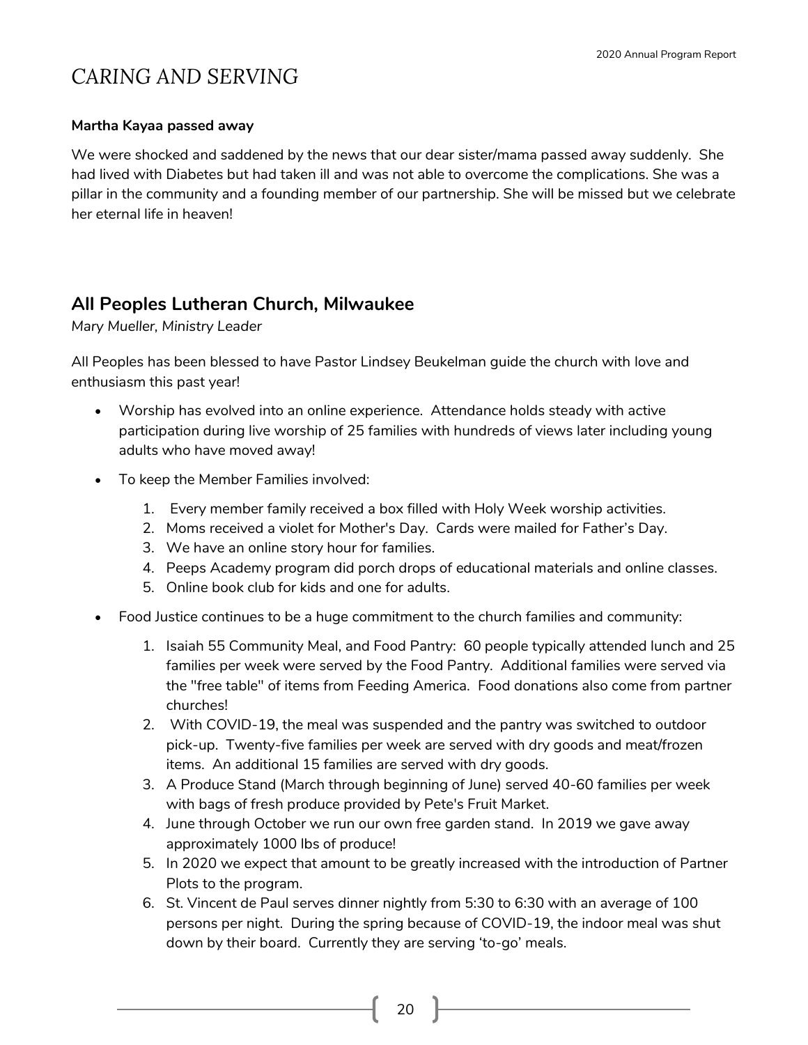# CARING AND SERVING

**Martha Kayaa passed away**

We were shocked and saddened by the news that our dear sister/mama passed away suddenly. She had lived with Diabetes but had taken ill and was not able to overcome the complications. She was a pillar in the community and a founding member of our partnership. She will be missed but we celebrate her eternal life in heaven!

## All Peoples Lutheran Church, Milwaukee

*Mary Mueller, Ministry Leader*

All Peoples has been blessed to have Pastor Lindsey Beukelman guide the church with love and enthusiasm this past year!

- Worship has evolved into an online experience. Attendance holds steady with active participation during live worship of 25 families with hundreds of views later including young adults who have moved away!
- To keep the Member Families involved:
    1. Every member family received a box filled with Holy Week worship activities.
    2. Moms received a violet for Mother's Day. Cards were mailed for Father's Day.
    3. We have an online story hour for families.
    4. Peeps Academy program did porch drops of educational materials and online classes.
    5. Online book club for kids and one for adults.
- Food Justice continues to be a huge commitment to the church families and community:
    1. Isaiah 55 Community Meal, and Food Pantry: 60 people typically attended lunch and 25 families per week were served by the Food Pantry. Additional families were served via the "free table" of items from Feeding America. Food donations also come from partner churches!
    2. With COVID-19, the meal was suspended and the pantry was switched to outdoor pick-up. Twenty-five families per week are served with dry goods and meat/frozen items. An additional 15 families are served with dry goods.
    3. A Produce Stand (March through beginning of June) served 40-60 families per week with bags of fresh produce provided by Pete's Fruit Market.
    4. June through October we run our own free garden stand. In 2019 we gave away approximately 1000 lbs of produce!
    5. In 2020 we expect that amount to be greatly increased with the introduction of Partner Plots to the program.
    6. St. Vincent de Paul serves dinner nightly from 5:30 to 6:30 with an average of 100 persons per night. During the spring because of COVID-19, the indoor meal was shut down by their board. Currently they are serving 'to-go' meals.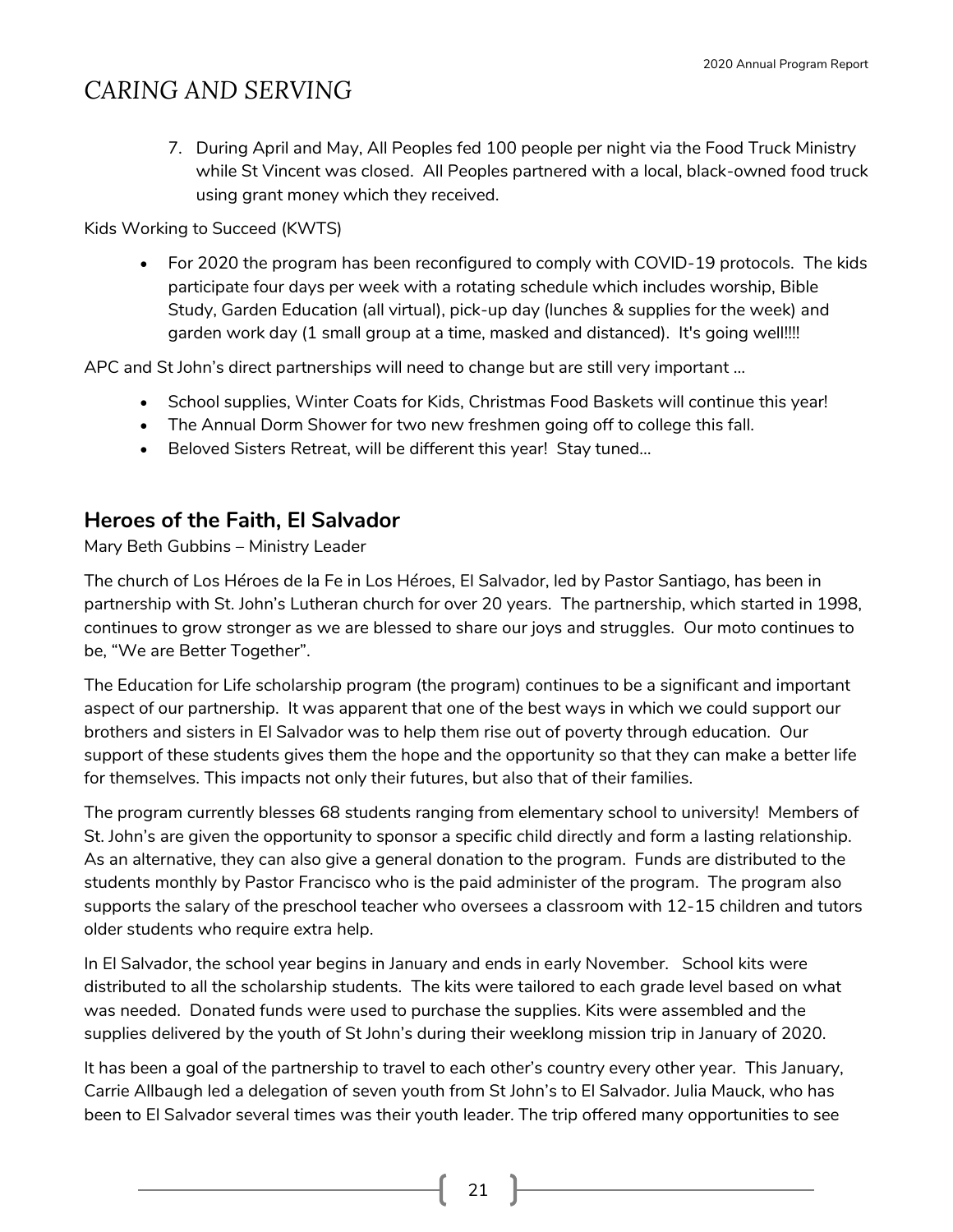# CARING AND SERVING

7. During April and May, All Peoples fed 100 people per night via the Food Truck Ministry while St Vincent was closed. All Peoples partnered with a local, black-owned food truck using grant money which they received.

Kids Working to Succeed (KWTS)

- For 2020 the program has been reconfigured to comply with COVID-19 protocols. The kids participate four days per week with a rotating schedule which includes worship, Bible Study, Garden Education (all virtual), pick-up day (lunches & supplies for the week) and garden work day (1 small group at a time, masked and distanced). It's going well!!!!

APC and St John's direct partnerships will need to change but are still very important ...

- School supplies, Winter Coats for Kids, Christmas Food Baskets will continue this year!
- The Annual Dorm Shower for two new freshmen going off to college this fall.
- Beloved Sisters Retreat, will be different this year! Stay tuned...

## Heroes of the Faith, El Salvador

Mary Beth Gubbins – Ministry Leader

The church of Los Héroes de la Fe in Los Héroes, El Salvador, led by Pastor Santiago, has been in partnership with St. John's Lutheran church for over 20 years. The partnership, which started in 1998, continues to grow stronger as we are blessed to share our joys and struggles. Our moto continues to be, "We are Better Together".

The Education for Life scholarship program (the program) continues to be a significant and important aspect of our partnership. It was apparent that one of the best ways in which we could support our brothers and sisters in El Salvador was to help them rise out of poverty through education. Our support of these students gives them the hope and the opportunity so that they can make a better life for themselves. This impacts not only their futures, but also that of their families.

The program currently blesses 68 students ranging from elementary school to university! Members of St. John's are given the opportunity to sponsor a specific child directly and form a lasting relationship. As an alternative, they can also give a general donation to the program. Funds are distributed to the students monthly by Pastor Francisco who is the paid administer of the program. The program also supports the salary of the preschool teacher who oversees a classroom with 12-15 children and tutors older students who require extra help.

In El Salvador, the school year begins in January and ends in early November. School kits were distributed to all the scholarship students. The kits were tailored to each grade level based on what was needed. Donated funds were used to purchase the supplies. Kits were assembled and the supplies delivered by the youth of St John's during their weeklong mission trip in January of 2020.

It has been a goal of the partnership to travel to each other's country every other year. This January, Carrie Allbaugh led a delegation of seven youth from St John's to El Salvador. Julia Mauck, who has been to El Salvador several times was their youth leader. The trip offered many opportunities to see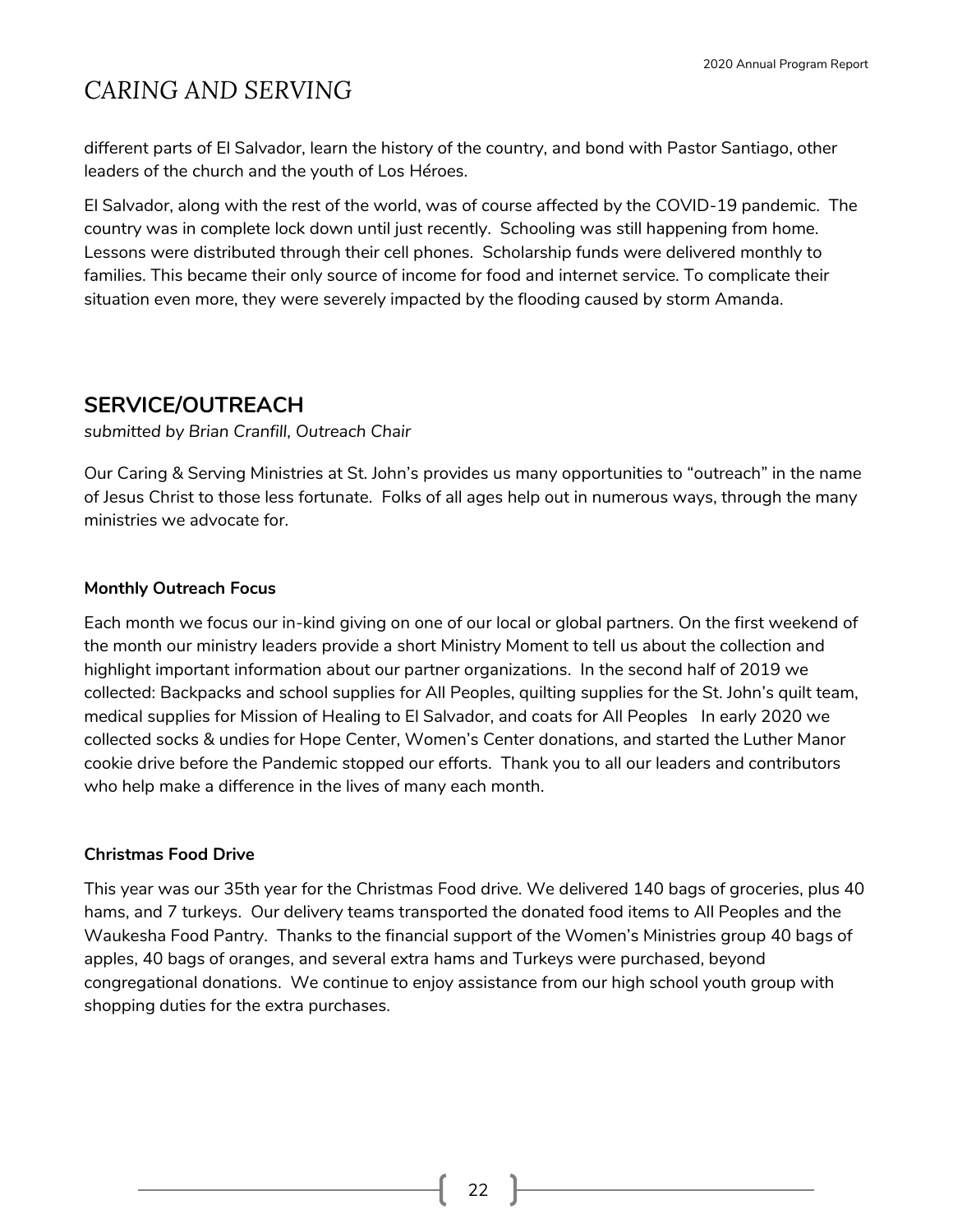# CARING AND SERVING

different parts of El Salvador, learn the history of the country, and bond with Pastor Santiago, other leaders of the church and the youth of Los Héroes.

El Salvador, along with the rest of the world, was of course affected by the COVID-19 pandemic. The country was in complete lock down until just recently. Schooling was still happening from home. Lessons were distributed through their cell phones. Scholarship funds were delivered monthly to families. This became their only source of income for food and internet service. To complicate their situation even more, they were severely impacted by the flooding caused by storm Amanda.

## SERVICE/OUTREACH

*submitted by Brian Cranfill, Outreach Chair*

Our Caring & Serving Ministries at St. John's provides us many opportunities to "outreach" in the name of Jesus Christ to those less fortunate. Folks of all ages help out in numerous ways, through the many ministries we advocate for.

### Monthly Outreach Focus

Each month we focus our in-kind giving on one of our local or global partners. On the first weekend of the month our ministry leaders provide a short Ministry Moment to tell us about the collection and highlight important information about our partner organizations. In the second half of 2019 we collected: Backpacks and school supplies for All Peoples, quilting supplies for the St. John's quilt team, medical supplies for Mission of Healing to El Salvador, and coats for All Peoples In early 2020 we collected socks & undies for Hope Center, Women's Center donations, and started the Luther Manor cookie drive before the Pandemic stopped our efforts. Thank you to all our leaders and contributors who help make a difference in the lives of many each month.

### Christmas Food Drive

This year was our 35th year for the Christmas Food drive. We delivered 140 bags of groceries, plus 40 hams, and 7 turkeys. Our delivery teams transported the donated food items to All Peoples and the Waukesha Food Pantry. Thanks to the financial support of the Women's Ministries group 40 bags of apples, 40 bags of oranges, and several extra hams and Turkeys were purchased, beyond congregational donations. We continue to enjoy assistance from our high school youth group with shopping duties for the extra purchases.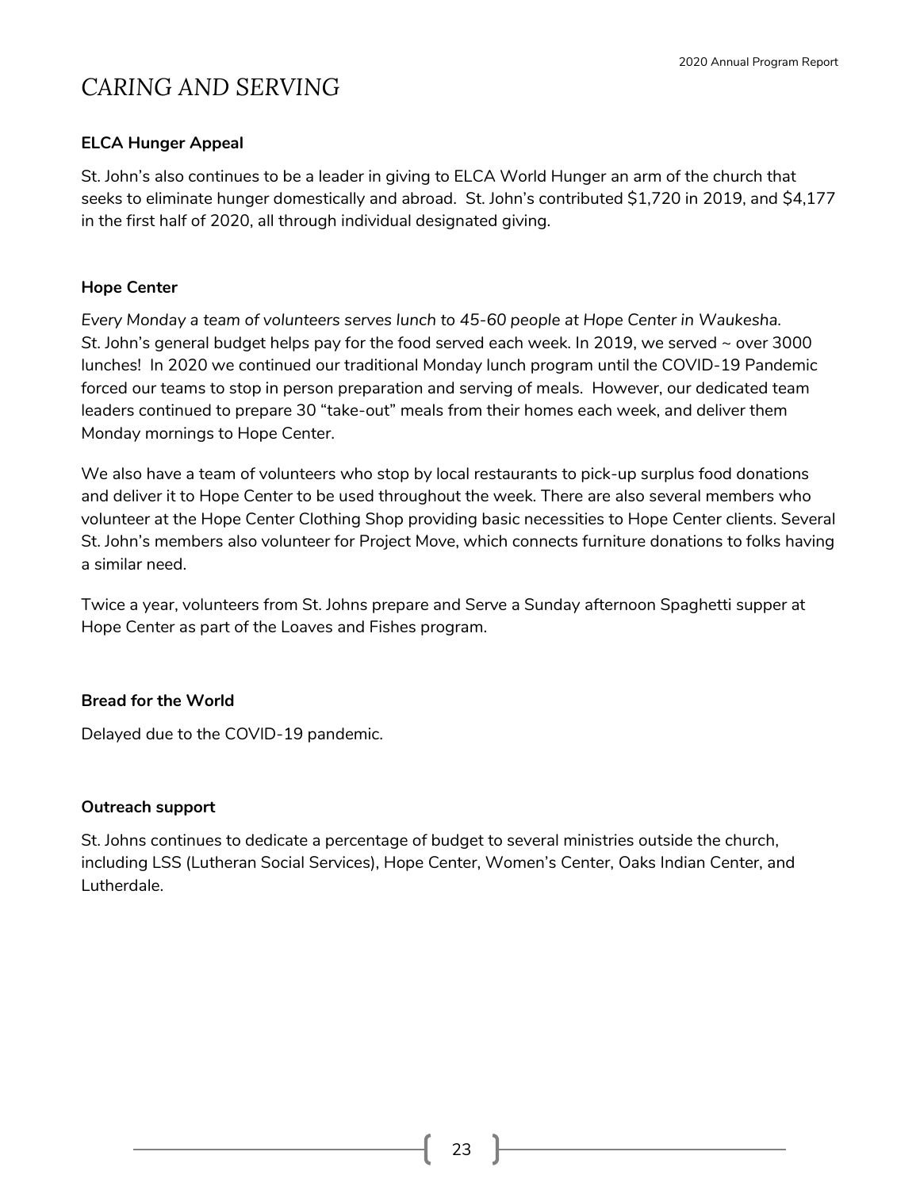# CARING AND SERVING

**ELCA Hunger Appeal**

St. John's also continues to be a leader in giving to ELCA World Hunger an arm of the church that seeks to eliminate hunger domestically and abroad. St. John's contributed $1,720 in 2019, and $4,177 in the first half of 2020, all through individual designated giving.

**Hope Center**

*Every Monday a team of volunteers serves lunch to 45-60 people at Hope Center in Waukesha.* St. John's general budget helps pay for the food served each week. In 2019, we served ~ over 3000 lunches! In 2020 we continued our traditional Monday lunch program until the COVID-19 Pandemic forced our teams to stop in person preparation and serving of meals. However, our dedicated team leaders continued to prepare 30 "take-out" meals from their homes each week, and deliver them Monday mornings to Hope Center.

We also have a team of volunteers who stop by local restaurants to pick-up surplus food donations and deliver it to Hope Center to be used throughout the week. There are also several members who volunteer at the Hope Center Clothing Shop providing basic necessities to Hope Center clients. Several St. John's members also volunteer for Project Move, which connects furniture donations to folks having a similar need.

Twice a year, volunteers from St. Johns prepare and Serve a Sunday afternoon Spaghetti supper at Hope Center as part of the Loaves and Fishes program.

**Bread for the World**

Delayed due to the COVID-19 pandemic.

**Outreach support**

St. Johns continues to dedicate a percentage of budget to several ministries outside the church, including LSS (Lutheran Social Services), Hope Center, Women's Center, Oaks Indian Center, and Lutherdale.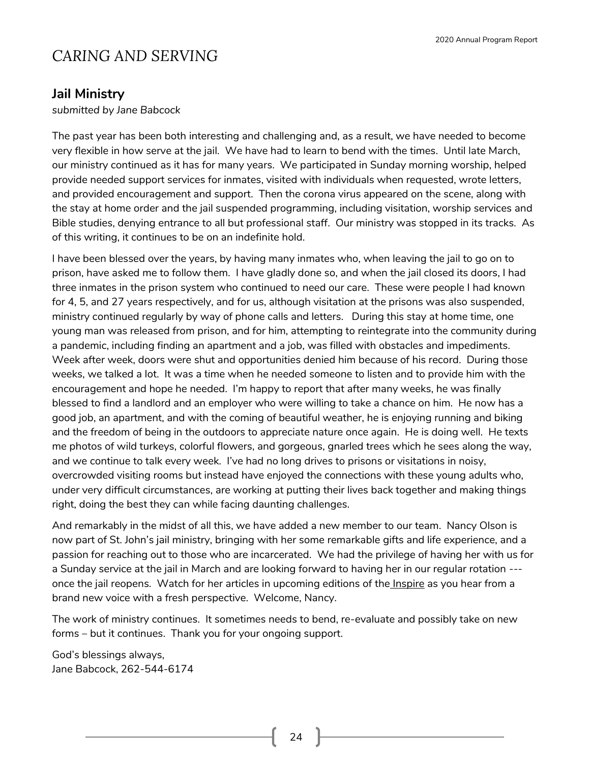# CARING AND SERVING

## Jail Ministry

*submitted by Jane Babcock*

The past year has been both interesting and challenging and, as a result, we have needed to become very flexible in how serve at the jail. We have had to learn to bend with the times. Until late March, our ministry continued as it has for many years. We participated in Sunday morning worship, helped provide needed support services for inmates, visited with individuals when requested, wrote letters, and provided encouragement and support. Then the corona virus appeared on the scene, along with the stay at home order and the jail suspended programming, including visitation, worship services and Bible studies, denying entrance to all but professional staff. Our ministry was stopped in its tracks. As of this writing, it continues to be on an indefinite hold.

I have been blessed over the years, by having many inmates who, when leaving the jail to go on to prison, have asked me to follow them. I have gladly done so, and when the jail closed its doors, I had three inmates in the prison system who continued to need our care. These were people I had known for 4, 5, and 27 years respectively, and for us, although visitation at the prisons was also suspended, ministry continued regularly by way of phone calls and letters. During this stay at home time, one young man was released from prison, and for him, attempting to reintegrate into the community during a pandemic, including finding an apartment and a job, was filled with obstacles and impediments. Week after week, doors were shut and opportunities denied him because of his record. During those weeks, we talked a lot. It was a time when he needed someone to listen and to provide him with the encouragement and hope he needed. I'm happy to report that after many weeks, he was finally blessed to find a landlord and an employer who were willing to take a chance on him. He now has a good job, an apartment, and with the coming of beautiful weather, he is enjoying running and biking and the freedom of being in the outdoors to appreciate nature once again. He is doing well. He texts me photos of wild turkeys, colorful flowers, and gorgeous, gnarled trees which he sees along the way, and we continue to talk every week. I've had no long drives to prisons or visitations in noisy, overcrowded visiting rooms but instead have enjoyed the connections with these young adults who, under very difficult circumstances, are working at putting their lives back together and making things right, doing the best they can while facing daunting challenges.

And remarkably in the midst of all this, we have added a new member to our team. Nancy Olson is now part of St. John's jail ministry, bringing with her some remarkable gifts and life experience, and a passion for reaching out to those who are incarcerated. We had the privilege of having her with us for a Sunday service at the jail in March and are looking forward to having her in our regular rotation --- once the jail reopens. Watch for her articles in upcoming editions of the Inspire as you hear from a brand new voice with a fresh perspective. Welcome, Nancy.

The work of ministry continues. It sometimes needs to bend, re-evaluate and possibly take on new forms – but it continues. Thank you for your ongoing support.

God's blessings always,
Jane Babcock, 262-544-6174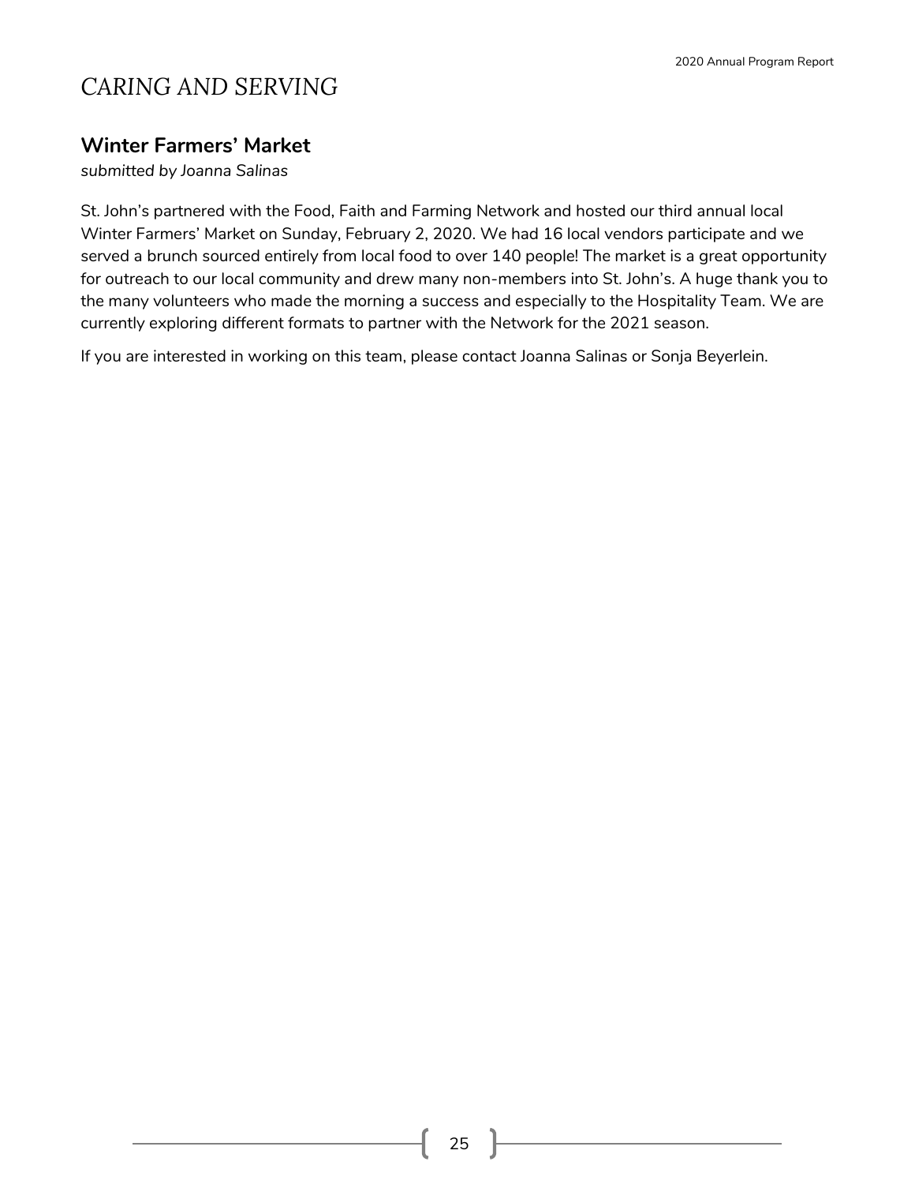# CARING AND SERVING

## Winter Farmers' Market

*submitted by Joanna Salinas*

St. John's partnered with the Food, Faith and Farming Network and hosted our third annual local Winter Farmers' Market on Sunday, February 2, 2020. We had 16 local vendors participate and we served a brunch sourced entirely from local food to over 140 people! The market is a great opportunity for outreach to our local community and drew many non-members into St. John's. A huge thank you to the many volunteers who made the morning a success and especially to the Hospitality Team. We are currently exploring different formats to partner with the Network for the 2021 season.

If you are interested in working on this team, please contact Joanna Salinas or Sonja Beyerlein.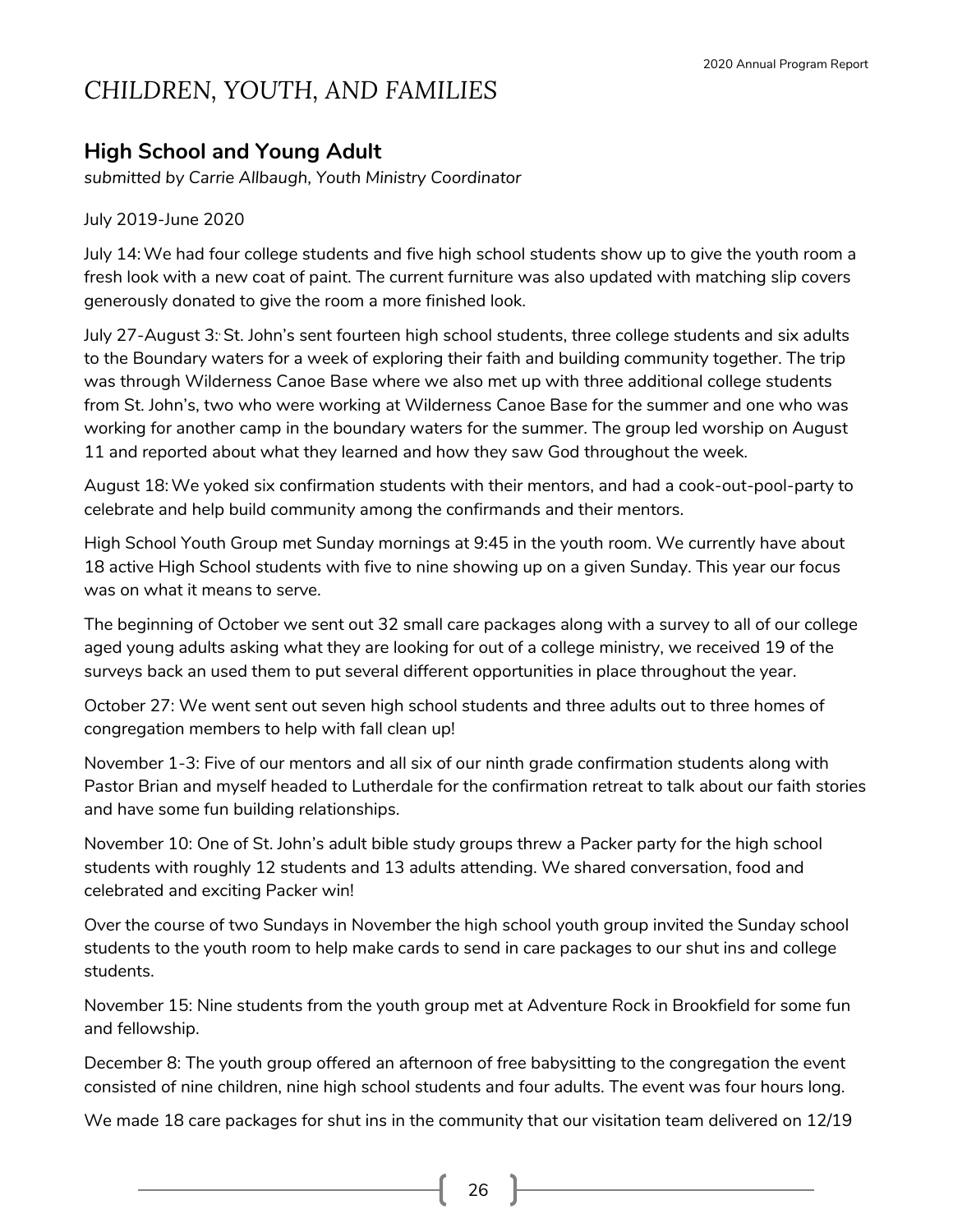# *CHILDREN, YOUTH, AND FAMILIES*

## High School and Young Adult

*submitted by Carrie Allbaugh, Youth Ministry Coordinator*

July 2019-June 2020

July 14: We had four college students and five high school students show up to give the youth room a fresh look with a new coat of paint. The current furniture was also updated with matching slip covers generously donated to give the room a more finished look.

July 27-August 3: St. John's sent fourteen high school students, three college students and six adults to the Boundary waters for a week of exploring their faith and building community together. The trip was through Wilderness Canoe Base where we also met up with three additional college students from St. John's, two who were working at Wilderness Canoe Base for the summer and one who was working for another camp in the boundary waters for the summer. The group led worship on August 11 and reported about what they learned and how they saw God throughout the week.

August 18: We yoked six confirmation students with their mentors, and had a cook-out-pool-party to celebrate and help build community among the confirmands and their mentors.

High School Youth Group met Sunday mornings at 9:45 in the youth room. We currently have about 18 active High School students with five to nine showing up on a given Sunday. This year our focus was on what it means to serve.

The beginning of October we sent out 32 small care packages along with a survey to all of our college aged young adults asking what they are looking for out of a college ministry, we received 19 of the surveys back an used them to put several different opportunities in place throughout the year.

October 27: We went sent out seven high school students and three adults out to three homes of congregation members to help with fall clean up!

November 1-3: Five of our mentors and all six of our ninth grade confirmation students along with Pastor Brian and myself headed to Lutherdale for the confirmation retreat to talk about our faith stories and have some fun building relationships.

November 10: One of St. John's adult bible study groups threw a Packer party for the high school students with roughly 12 students and 13 adults attending. We shared conversation, food and celebrated and exciting Packer win!

Over the course of two Sundays in November the high school youth group invited the Sunday school students to the youth room to help make cards to send in care packages to our shut ins and college students.

November 15: Nine students from the youth group met at Adventure Rock in Brookfield for some fun and fellowship.

December 8: The youth group offered an afternoon of free babysitting to the congregation the event consisted of nine children, nine high school students and four adults. The event was four hours long.

We made 18 care packages for shut ins in the community that our visitation team delivered on 12/19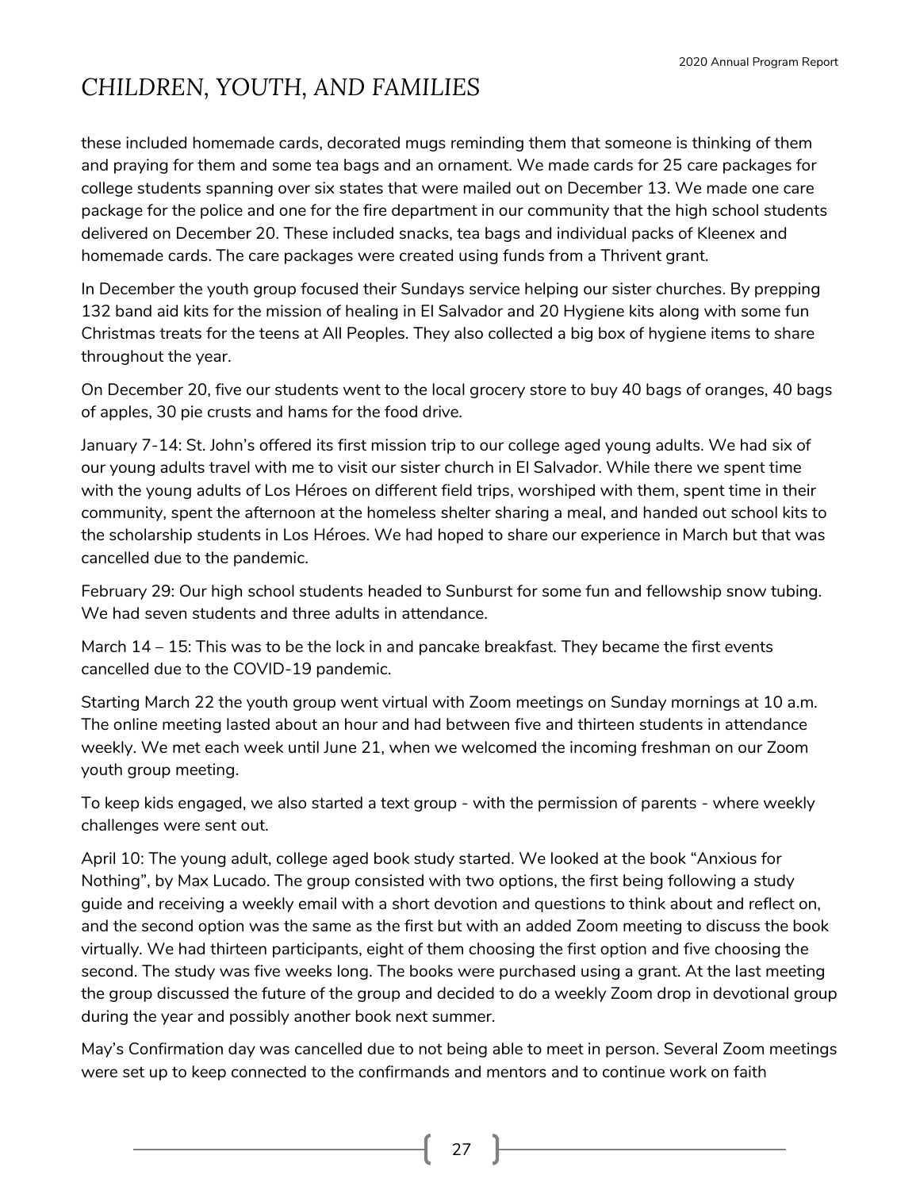# CHILDREN, YOUTH, AND FAMILIES

these included homemade cards, decorated mugs reminding them that someone is thinking of them and praying for them and some tea bags and an ornament. We made cards for 25 care packages for college students spanning over six states that were mailed out on December 13. We made one care package for the police and one for the fire department in our community that the high school students delivered on December 20. These included snacks, tea bags and individual packs of Kleenex and homemade cards. The care packages were created using funds from a Thrivent grant.

In December the youth group focused their Sundays service helping our sister churches. By prepping 132 band aid kits for the mission of healing in El Salvador and 20 Hygiene kits along with some fun Christmas treats for the teens at All Peoples. They also collected a big box of hygiene items to share throughout the year.

On December 20, five our students went to the local grocery store to buy 40 bags of oranges, 40 bags of apples, 30 pie crusts and hams for the food drive.

January 7-14: St. John's offered its first mission trip to our college aged young adults. We had six of our young adults travel with me to visit our sister church in El Salvador. While there we spent time with the young adults of Los Héroes on different field trips, worshiped with them, spent time in their community, spent the afternoon at the homeless shelter sharing a meal, and handed out school kits to the scholarship students in Los Héroes. We had hoped to share our experience in March but that was cancelled due to the pandemic.

February 29: Our high school students headed to Sunburst for some fun and fellowship snow tubing. We had seven students and three adults in attendance.

March 14 – 15: This was to be the lock in and pancake breakfast. They became the first events cancelled due to the COVID-19 pandemic.

Starting March 22 the youth group went virtual with Zoom meetings on Sunday mornings at 10 a.m. The online meeting lasted about an hour and had between five and thirteen students in attendance weekly. We met each week until June 21, when we welcomed the incoming freshman on our Zoom youth group meeting.

To keep kids engaged, we also started a text group - with the permission of parents - where weekly challenges were sent out.

April 10: The young adult, college aged book study started. We looked at the book "Anxious for Nothing", by Max Lucado. The group consisted with two options, the first being following a study guide and receiving a weekly email with a short devotion and questions to think about and reflect on, and the second option was the same as the first but with an added Zoom meeting to discuss the book virtually. We had thirteen participants, eight of them choosing the first option and five choosing the second. The study was five weeks long. The books were purchased using a grant. At the last meeting the group discussed the future of the group and decided to do a weekly Zoom drop in devotional group during the year and possibly another book next summer.

May's Confirmation day was cancelled due to not being able to meet in person. Several Zoom meetings were set up to keep connected to the confirmands and mentors and to continue work on faith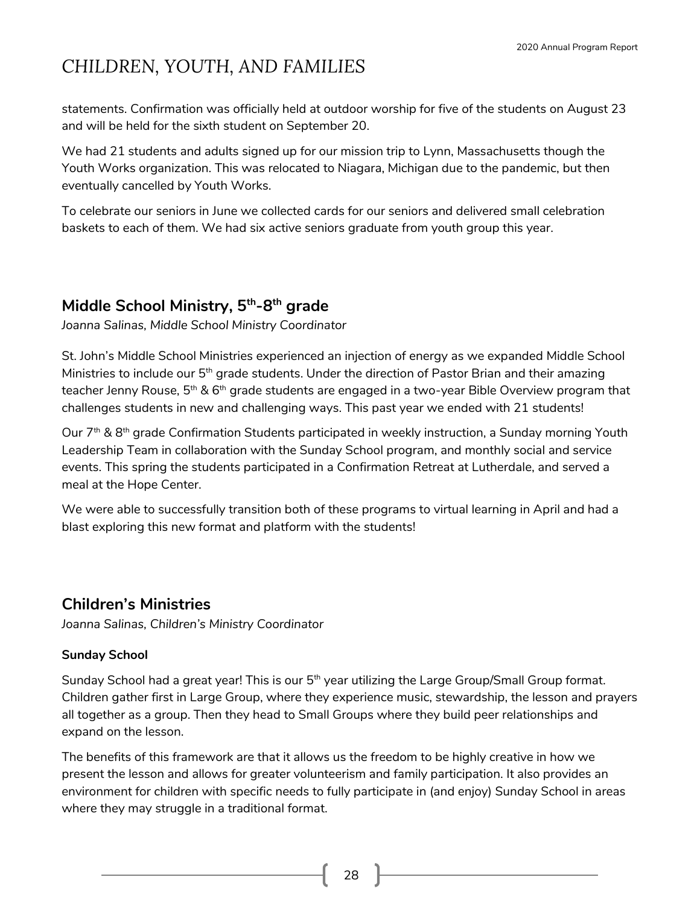# CHILDREN, YOUTH, AND FAMILIES

statements. Confirmation was officially held at outdoor worship for five of the students on August 23 and will be held for the sixth student on September 20.

We had 21 students and adults signed up for our mission trip to Lynn, Massachusetts though the Youth Works organization. This was relocated to Niagara, Michigan due to the pandemic, but then eventually cancelled by Youth Works.

To celebrate our seniors in June we collected cards for our seniors and delivered small celebration baskets to each of them. We had six active seniors graduate from youth group this year.

## Middle School Ministry, 5th-8th grade

*Joanna Salinas, Middle School Ministry Coordinator*

St. John's Middle School Ministries experienced an injection of energy as we expanded Middle School Ministries to include our 5th grade students. Under the direction of Pastor Brian and their amazing teacher Jenny Rouse, 5th & 6th grade students are engaged in a two-year Bible Overview program that challenges students in new and challenging ways. This past year we ended with 21 students!

Our 7th & 8th grade Confirmation Students participated in weekly instruction, a Sunday morning Youth Leadership Team in collaboration with the Sunday School program, and monthly social and service events. This spring the students participated in a Confirmation Retreat at Lutherdale, and served a meal at the Hope Center.

We were able to successfully transition both of these programs to virtual learning in April and had a blast exploring this new format and platform with the students!

## Children's Ministries

*Joanna Salinas, Children's Ministry Coordinator*

**Sunday School**

Sunday School had a great year! This is our 5th year utilizing the Large Group/Small Group format. Children gather first in Large Group, where they experience music, stewardship, the lesson and prayers all together as a group. Then they head to Small Groups where they build peer relationships and expand on the lesson.

The benefits of this framework are that it allows us the freedom to be highly creative in how we present the lesson and allows for greater volunteerism and family participation. It also provides an environment for children with specific needs to fully participate in (and enjoy) Sunday School in areas where they may struggle in a traditional format.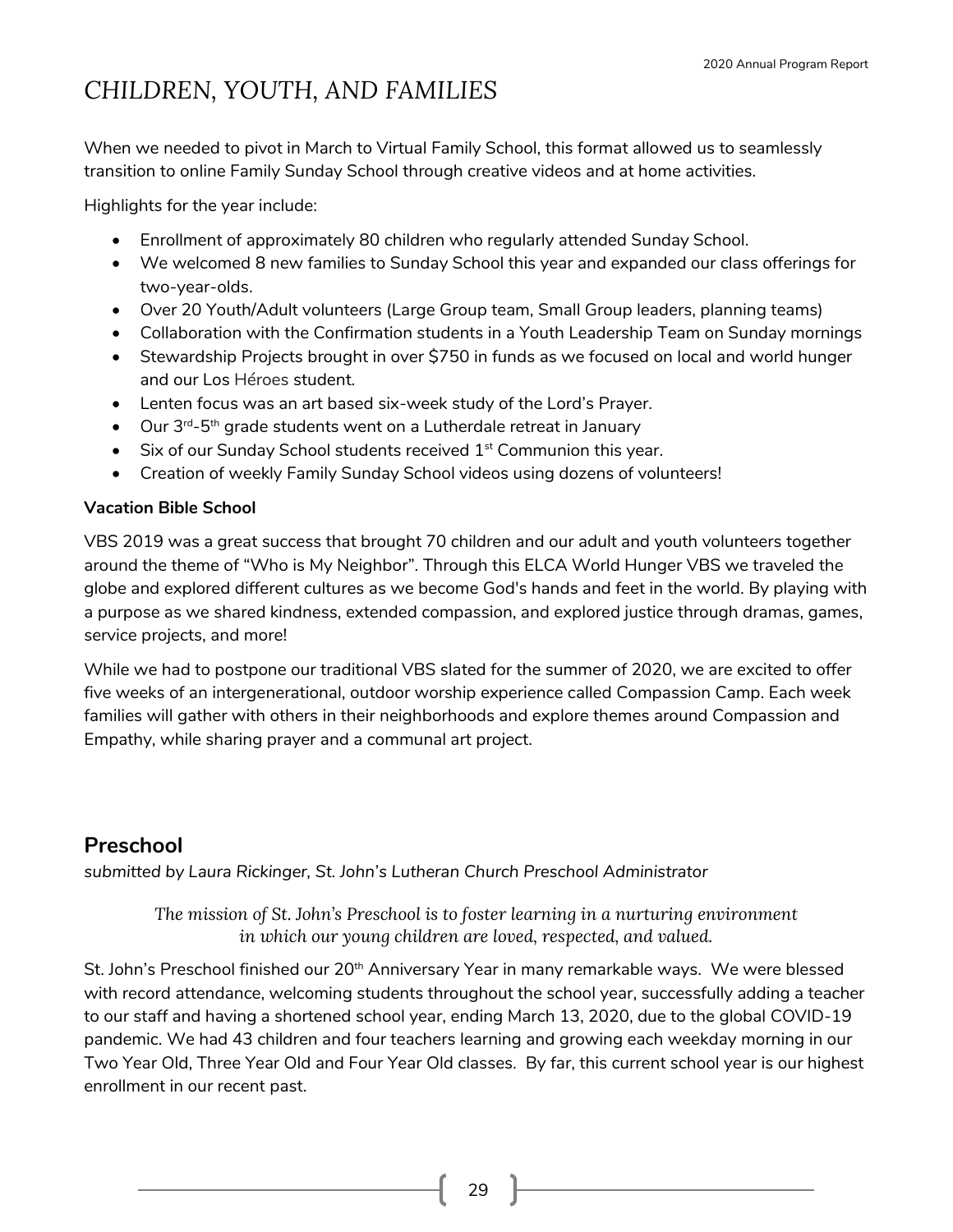# CHILDREN, YOUTH, AND FAMILIES

When we needed to pivot in March to Virtual Family School, this format allowed us to seamlessly transition to online Family Sunday School through creative videos and at home activities.

Highlights for the year include:

- Enrollment of approximately 80 children who regularly attended Sunday School.
- We welcomed 8 new families to Sunday School this year and expanded our class offerings for two-year-olds.
- Over 20 Youth/Adult volunteers (Large Group team, Small Group leaders, planning teams)
- Collaboration with the Confirmation students in a Youth Leadership Team on Sunday mornings
- Stewardship Projects brought in over $750 in funds as we focused on local and world hunger and our Los Héroes student.
- Lenten focus was an art based six-week study of the Lord's Prayer.
- Our 3rd-5th grade students went on a Lutherdale retreat in January
- Six of our Sunday School students received 1st Communion this year.
- Creation of weekly Family Sunday School videos using dozens of volunteers!

**Vacation Bible School**

VBS 2019 was a great success that brought 70 children and our adult and youth volunteers together around the theme of "Who is My Neighbor". Through this ELCA World Hunger VBS we traveled the globe and explored different cultures as we become God's hands and feet in the world. By playing with a purpose as we shared kindness, extended compassion, and explored justice through dramas, games, service projects, and more!

While we had to postpone our traditional VBS slated for the summer of 2020, we are excited to offer five weeks of an intergenerational, outdoor worship experience called Compassion Camp. Each week families will gather with others in their neighborhoods and explore themes around Compassion and Empathy, while sharing prayer and a communal art project.

## Preschool

*submitted by Laura Rickinger, St. John's Lutheran Church Preschool Administrator*

*The mission of St. John's Preschool is to foster learning in a nurturing environment in which our young children are loved, respected, and valued.*

St. John's Preschool finished our 20th Anniversary Year in many remarkable ways. We were blessed with record attendance, welcoming students throughout the school year, successfully adding a teacher to our staff and having a shortened school year, ending March 13, 2020, due to the global COVID-19 pandemic. We had 43 children and four teachers learning and growing each weekday morning in our Two Year Old, Three Year Old and Four Year Old classes. By far, this current school year is our highest enrollment in our recent past.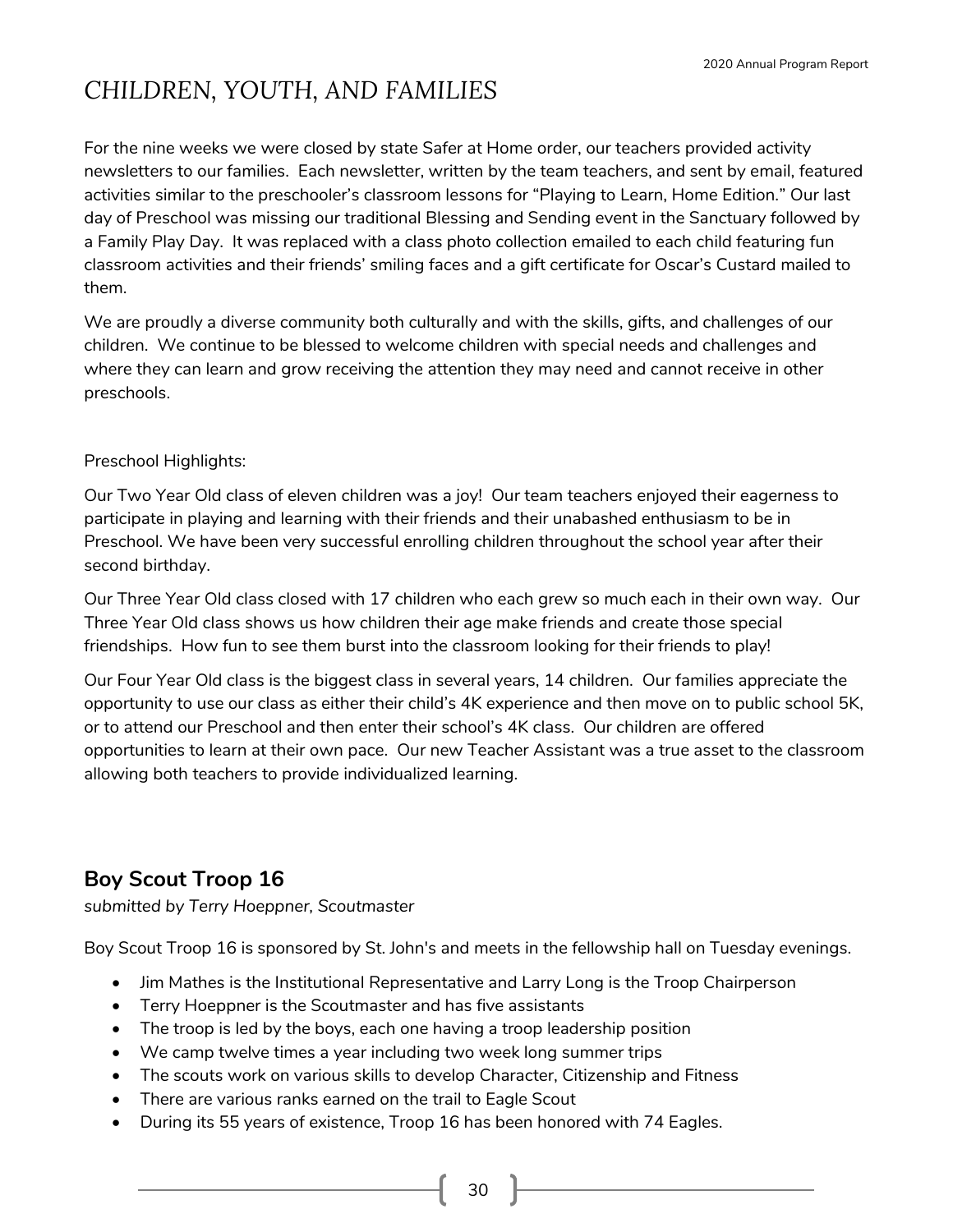# CHILDREN, YOUTH, AND FAMILIES

For the nine weeks we were closed by state Safer at Home order, our teachers provided activity newsletters to our families. Each newsletter, written by the team teachers, and sent by email, featured activities similar to the preschooler's classroom lessons for "Playing to Learn, Home Edition." Our last day of Preschool was missing our traditional Blessing and Sending event in the Sanctuary followed by a Family Play Day. It was replaced with a class photo collection emailed to each child featuring fun classroom activities and their friends' smiling faces and a gift certificate for Oscar's Custard mailed to them.

We are proudly a diverse community both culturally and with the skills, gifts, and challenges of our children. We continue to be blessed to welcome children with special needs and challenges and where they can learn and grow receiving the attention they may need and cannot receive in other preschools.

Preschool Highlights:

Our Two Year Old class of eleven children was a joy! Our team teachers enjoyed their eagerness to participate in playing and learning with their friends and their unabashed enthusiasm to be in Preschool. We have been very successful enrolling children throughout the school year after their second birthday.

Our Three Year Old class closed with 17 children who each grew so much each in their own way. Our Three Year Old class shows us how children their age make friends and create those special friendships. How fun to see them burst into the classroom looking for their friends to play!

Our Four Year Old class is the biggest class in several years, 14 children. Our families appreciate the opportunity to use our class as either their child's 4K experience and then move on to public school 5K, or to attend our Preschool and then enter their school's 4K class. Our children are offered opportunities to learn at their own pace. Our new Teacher Assistant was a true asset to the classroom allowing both teachers to provide individualized learning.

## Boy Scout Troop 16

*submitted by Terry Hoeppner, Scoutmaster*

Boy Scout Troop 16 is sponsored by St. John's and meets in the fellowship hall on Tuesday evenings.

- Jim Mathes is the Institutional Representative and Larry Long is the Troop Chairperson
- Terry Hoeppner is the Scoutmaster and has five assistants
- The troop is led by the boys, each one having a troop leadership position
- We camp twelve times a year including two week long summer trips
- The scouts work on various skills to develop Character, Citizenship and Fitness
- There are various ranks earned on the trail to Eagle Scout
- During its 55 years of existence, Troop 16 has been honored with 74 Eagles.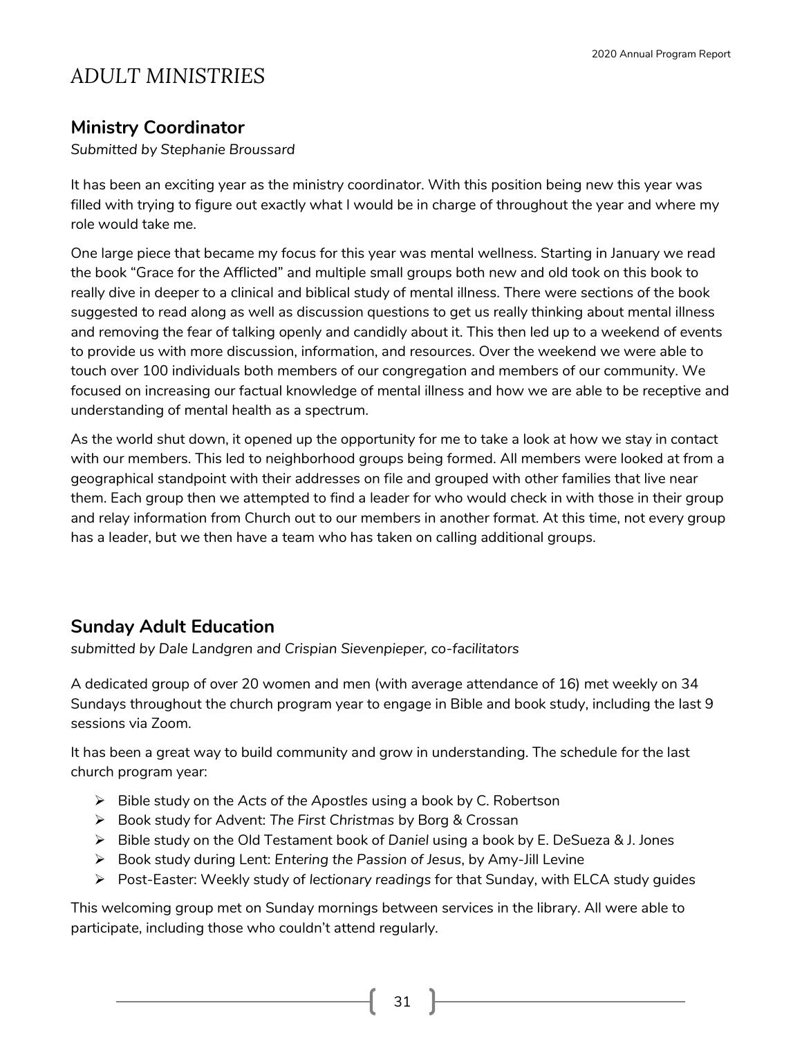# *ADULT MINISTRIES*

## Ministry Coordinator

*Submitted by Stephanie Broussard*

It has been an exciting year as the ministry coordinator. With this position being new this year was filled with trying to figure out exactly what I would be in charge of throughout the year and where my role would take me.

One large piece that became my focus for this year was mental wellness. Starting in January we read the book "Grace for the Afflicted" and multiple small groups both new and old took on this book to really dive in deeper to a clinical and biblical study of mental illness. There were sections of the book suggested to read along as well as discussion questions to get us really thinking about mental illness and removing the fear of talking openly and candidly about it. This then led up to a weekend of events to provide us with more discussion, information, and resources. Over the weekend we were able to touch over 100 individuals both members of our congregation and members of our community. We focused on increasing our factual knowledge of mental illness and how we are able to be receptive and understanding of mental health as a spectrum.

As the world shut down, it opened up the opportunity for me to take a look at how we stay in contact with our members. This led to neighborhood groups being formed. All members were looked at from a geographical standpoint with their addresses on file and grouped with other families that live near them. Each group then we attempted to find a leader for who would check in with those in their group and relay information from Church out to our members in another format. At this time, not every group has a leader, but we then have a team who has taken on calling additional groups.

## Sunday Adult Education

*submitted by Dale Landgren and Crispian Sievenpieper, co-facilitators*

A dedicated group of over 20 women and men (with average attendance of 16) met weekly on 34 Sundays throughout the church program year to engage in Bible and book study, including the last 9 sessions via Zoom.

It has been a great way to build community and grow in understanding. The schedule for the last church program year:

- Bible study on the *Acts of the Apostles* using a book by C. Robertson
- Book study for Advent: *The First Christmas* by Borg & Crossan
- Bible study on the Old Testament book of *Daniel* using a book by E. DeSueza & J. Jones
- Book study during Lent: *Entering the Passion of Jesus*, by Amy-Jill Levine
- Post-Easter: Weekly study of *lectionary readings* for that Sunday, with ELCA study guides

This welcoming group met on Sunday mornings between services in the library. All were able to participate, including those who couldn't attend regularly.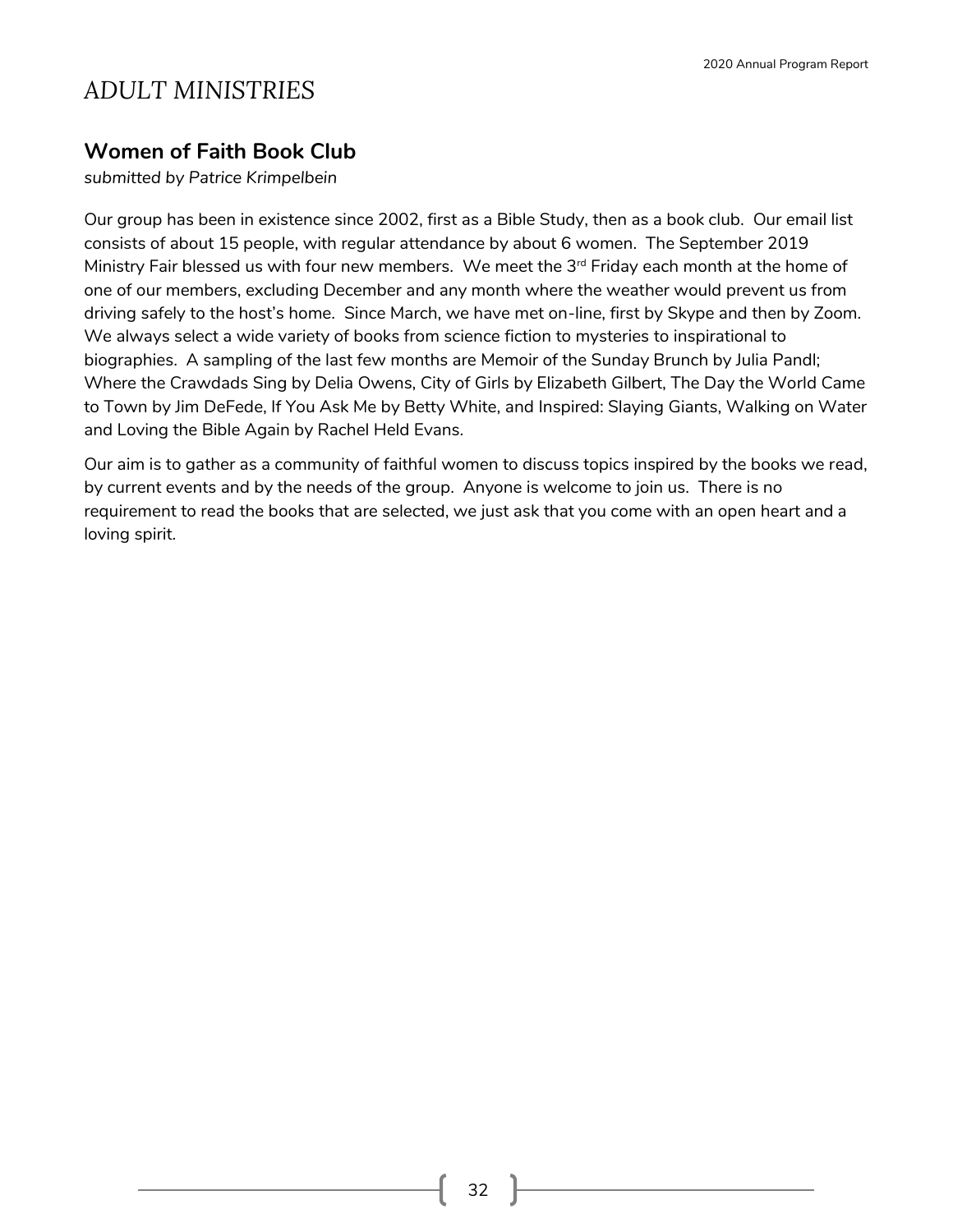# ADULT MINISTRIES

## Women of Faith Book Club

*submitted by Patrice Krimpelbein*

Our group has been in existence since 2002, first as a Bible Study, then as a book club. Our email list consists of about 15 people, with regular attendance by about 6 women. The September 2019 Ministry Fair blessed us with four new members. We meet the 3rd Friday each month at the home of one of our members, excluding December and any month where the weather would prevent us from driving safely to the host's home. Since March, we have met on-line, first by Skype and then by Zoom. We always select a wide variety of books from science fiction to mysteries to inspirational to biographies. A sampling of the last few months are Memoir of the Sunday Brunch by Julia Pandl; Where the Crawdads Sing by Delia Owens, City of Girls by Elizabeth Gilbert, The Day the World Came to Town by Jim DeFede, If You Ask Me by Betty White, and Inspired: Slaying Giants, Walking on Water and Loving the Bible Again by Rachel Held Evans.

Our aim is to gather as a community of faithful women to discuss topics inspired by the books we read, by current events and by the needs of the group. Anyone is welcome to join us. There is no requirement to read the books that are selected, we just ask that you come with an open heart and a loving spirit.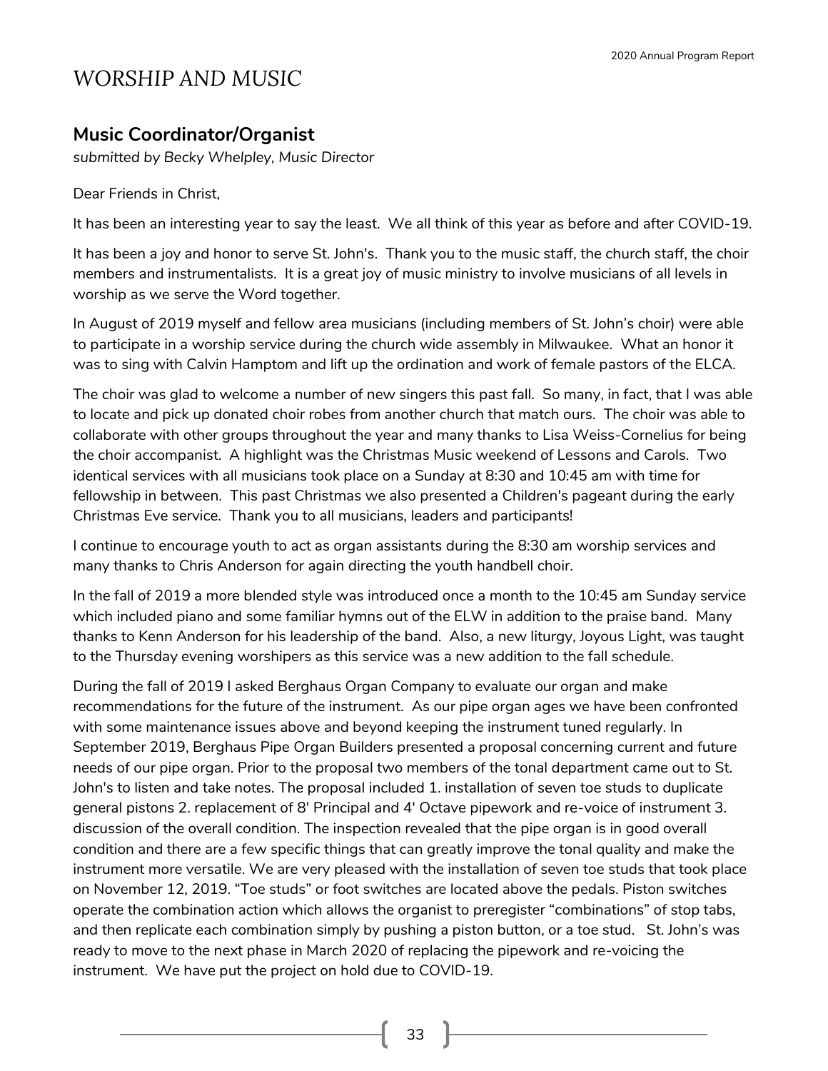# WORSHIP AND MUSIC

## Music Coordinator/Organist

*submitted by Becky Whelpley, Music Director*

Dear Friends in Christ,

It has been an interesting year to say the least. We all think of this year as before and after COVID-19.

It has been a joy and honor to serve St. John's. Thank you to the music staff, the church staff, the choir members and instrumentalists. It is a great joy of music ministry to involve musicians of all levels in worship as we serve the Word together.

In August of 2019 myself and fellow area musicians (including members of St. John's choir) were able to participate in a worship service during the church wide assembly in Milwaukee. What an honor it was to sing with Calvin Hamptom and lift up the ordination and work of female pastors of the ELCA.

The choir was glad to welcome a number of new singers this past fall. So many, in fact, that I was able to locate and pick up donated choir robes from another church that match ours. The choir was able to collaborate with other groups throughout the year and many thanks to Lisa Weiss-Cornelius for being the choir accompanist. A highlight was the Christmas Music weekend of Lessons and Carols. Two identical services with all musicians took place on a Sunday at 8:30 and 10:45 am with time for fellowship in between. This past Christmas we also presented a Children's pageant during the early Christmas Eve service. Thank you to all musicians, leaders and participants!

I continue to encourage youth to act as organ assistants during the 8:30 am worship services and many thanks to Chris Anderson for again directing the youth handbell choir.

In the fall of 2019 a more blended style was introduced once a month to the 10:45 am Sunday service which included piano and some familiar hymns out of the ELW in addition to the praise band. Many thanks to Kenn Anderson for his leadership of the band. Also, a new liturgy, Joyous Light, was taught to the Thursday evening worshipers as this service was a new addition to the fall schedule.

During the fall of 2019 I asked Berghaus Organ Company to evaluate our organ and make recommendations for the future of the instrument. As our pipe organ ages we have been confronted with some maintenance issues above and beyond keeping the instrument tuned regularly. In September 2019, Berghaus Pipe Organ Builders presented a proposal concerning current and future needs of our pipe organ. Prior to the proposal two members of the tonal department came out to St. John's to listen and take notes. The proposal included 1. installation of seven toe studs to duplicate general pistons 2. replacement of 8' Principal and 4' Octave pipework and re-voice of instrument 3. discussion of the overall condition. The inspection revealed that the pipe organ is in good overall condition and there are a few specific things that can greatly improve the tonal quality and make the instrument more versatile. We are very pleased with the installation of seven toe studs that took place on November 12, 2019. "Toe studs" or foot switches are located above the pedals. Piston switches operate the combination action which allows the organist to preregister "combinations" of stop tabs, and then replicate each combination simply by pushing a piston button, or a toe stud. St. John's was ready to move to the next phase in March 2020 of replacing the pipework and re-voicing the instrument. We have put the project on hold due to COVID-19.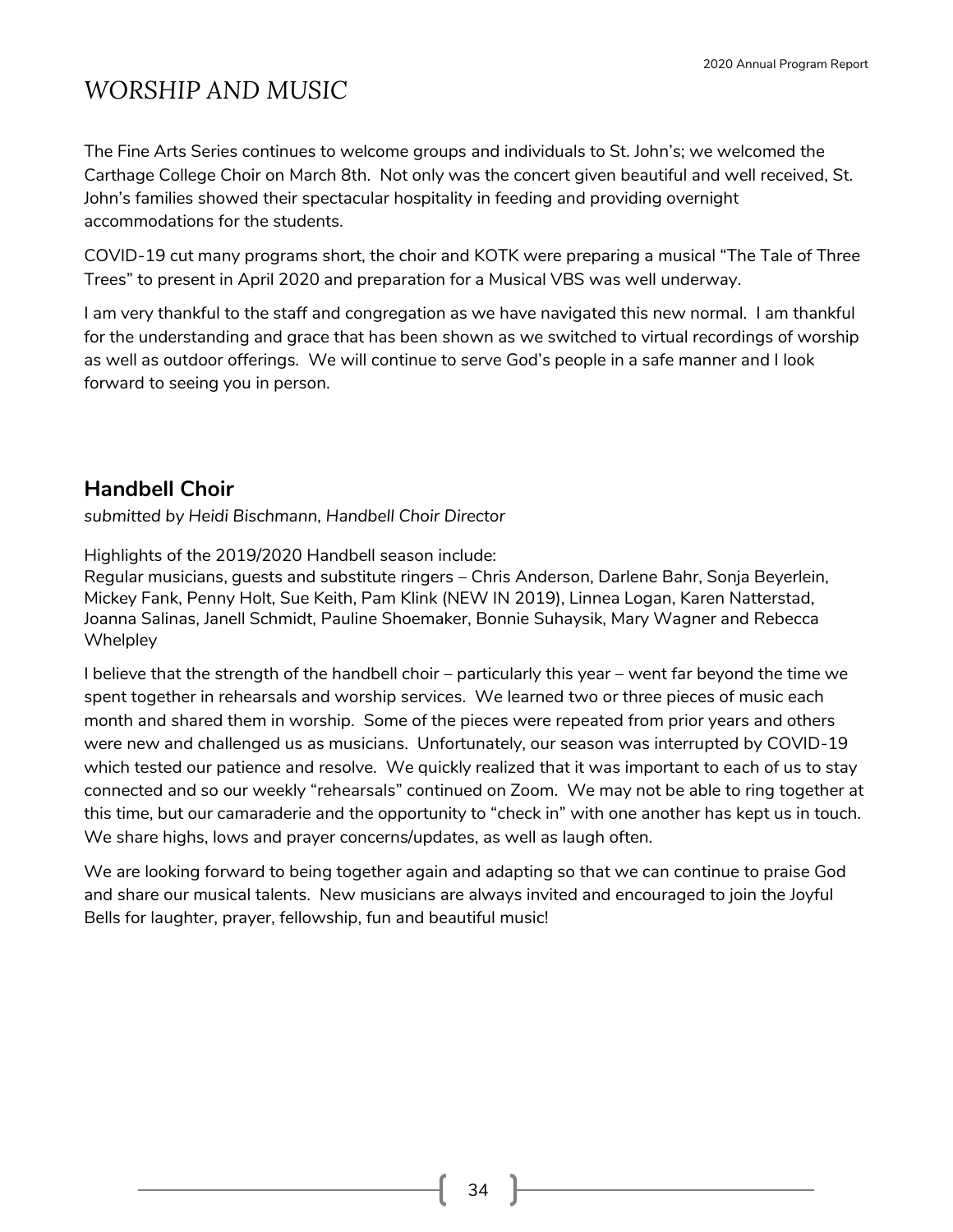# *WORSHIP AND MUSIC*

The Fine Arts Series continues to welcome groups and individuals to St. John's; we welcomed the Carthage College Choir on March 8th. Not only was the concert given beautiful and well received, St. John's families showed their spectacular hospitality in feeding and providing overnight accommodations for the students.

COVID-19 cut many programs short, the choir and KOTK were preparing a musical "The Tale of Three Trees" to present in April 2020 and preparation for a Musical VBS was well underway.

I am very thankful to the staff and congregation as we have navigated this new normal. I am thankful for the understanding and grace that has been shown as we switched to virtual recordings of worship as well as outdoor offerings. We will continue to serve God's people in a safe manner and I look forward to seeing you in person.

## Handbell Choir

*submitted by Heidi Bischmann, Handbell Choir Director*

Highlights of the 2019/2020 Handbell season include:
Regular musicians, guests and substitute ringers – Chris Anderson, Darlene Bahr, Sonja Beyerlein, Mickey Fank, Penny Holt, Sue Keith, Pam Klink (NEW IN 2019), Linnea Logan, Karen Natterstad, Joanna Salinas, Janell Schmidt, Pauline Shoemaker, Bonnie Suhaysik, Mary Wagner and Rebecca Whelpley

I believe that the strength of the handbell choir – particularly this year – went far beyond the time we spent together in rehearsals and worship services. We learned two or three pieces of music each month and shared them in worship. Some of the pieces were repeated from prior years and others were new and challenged us as musicians. Unfortunately, our season was interrupted by COVID-19 which tested our patience and resolve. We quickly realized that it was important to each of us to stay connected and so our weekly "rehearsals" continued on Zoom. We may not be able to ring together at this time, but our camaraderie and the opportunity to "check in" with one another has kept us in touch. We share highs, lows and prayer concerns/updates, as well as laugh often.

We are looking forward to being together again and adapting so that we can continue to praise God and share our musical talents. New musicians are always invited and encouraged to join the Joyful Bells for laughter, prayer, fellowship, fun and beautiful music!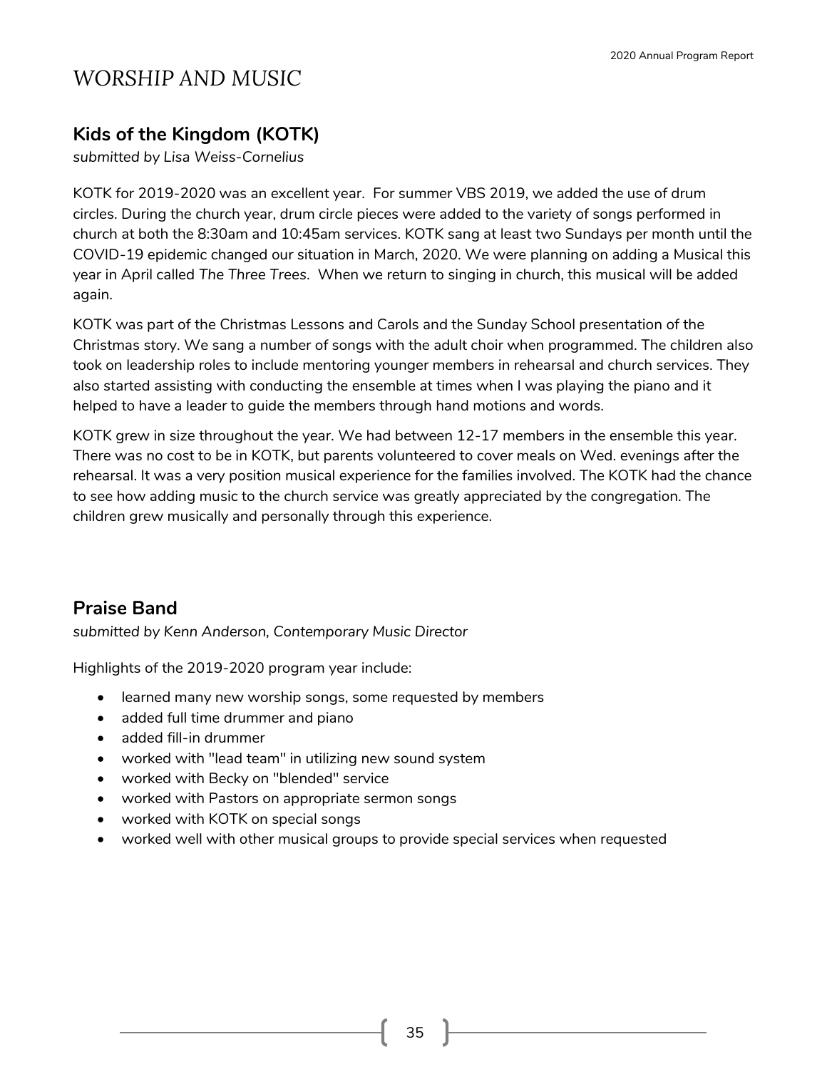# WORSHIP AND MUSIC

## Kids of the Kingdom (KOTK)

*submitted by Lisa Weiss-Cornelius*

KOTK for 2019-2020 was an excellent year. For summer VBS 2019, we added the use of drum circles. During the church year, drum circle pieces were added to the variety of songs performed in church at both the 8:30am and 10:45am services. KOTK sang at least two Sundays per month until the COVID-19 epidemic changed our situation in March, 2020. We were planning on adding a Musical this year in April called *The Three Trees*. When we return to singing in church, this musical will be added again.

KOTK was part of the Christmas Lessons and Carols and the Sunday School presentation of the Christmas story. We sang a number of songs with the adult choir when programmed. The children also took on leadership roles to include mentoring younger members in rehearsal and church services. They also started assisting with conducting the ensemble at times when I was playing the piano and it helped to have a leader to guide the members through hand motions and words.

KOTK grew in size throughout the year. We had between 12-17 members in the ensemble this year. There was no cost to be in KOTK, but parents volunteered to cover meals on Wed. evenings after the rehearsal. It was a very position musical experience for the families involved. The KOTK had the chance to see how adding music to the church service was greatly appreciated by the congregation. The children grew musically and personally through this experience.

## Praise Band

*submitted by Kenn Anderson, Contemporary Music Director*

Highlights of the 2019-2020 program year include:

- learned many new worship songs, some requested by members
- added full time drummer and piano
- added fill-in drummer
- worked with "lead team" in utilizing new sound system
- worked with Becky on "blended" service
- worked with Pastors on appropriate sermon songs
- worked with KOTK on special songs
- worked well with other musical groups to provide special services when requested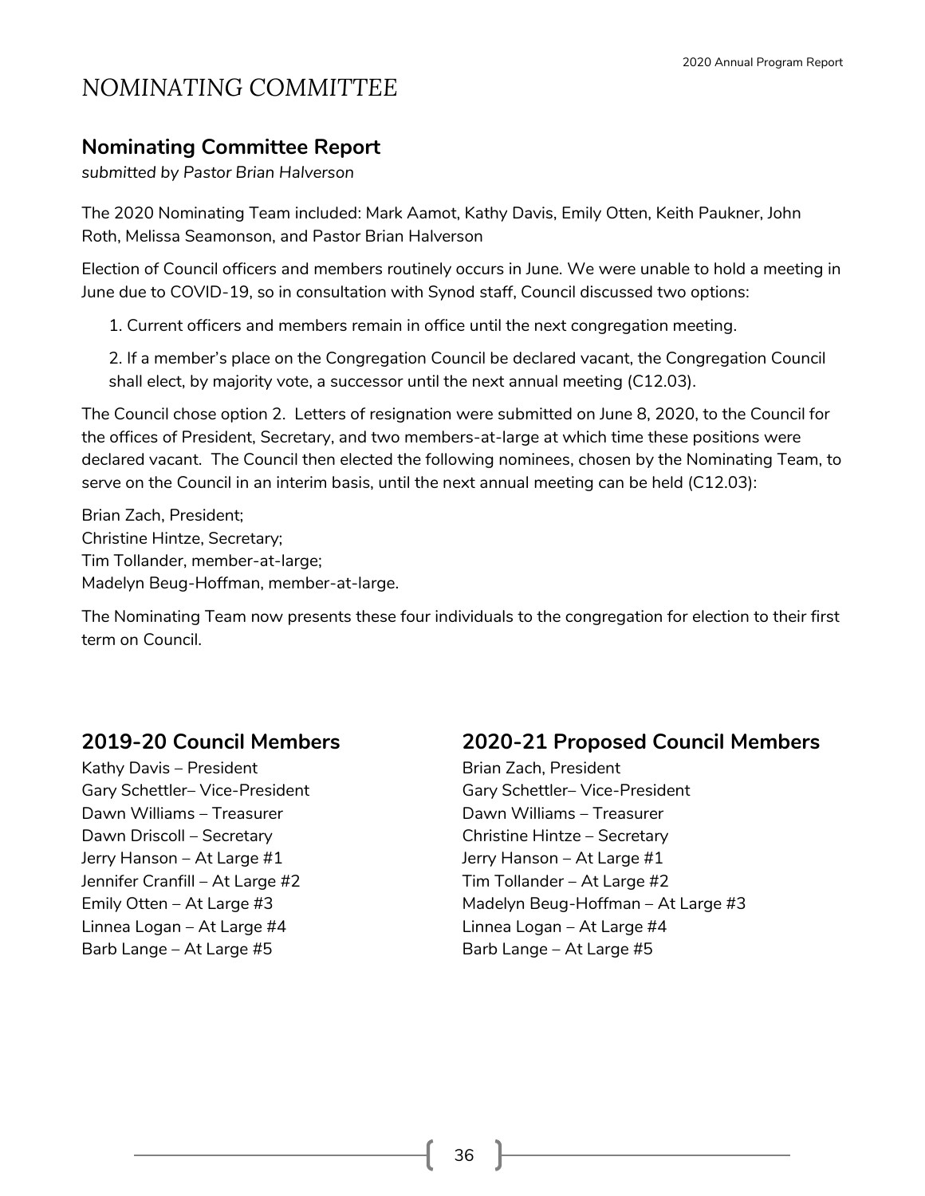# NOMINATING COMMITTEE

## Nominating Committee Report

*submitted by Pastor Brian Halverson*

The 2020 Nominating Team included: Mark Aamot, Kathy Davis, Emily Otten, Keith Paukner, John Roth, Melissa Seamonson, and Pastor Brian Halverson

Election of Council officers and members routinely occurs in June. We were unable to hold a meeting in June due to COVID-19, so in consultation with Synod staff, Council discussed two options:

1. Current officers and members remain in office until the next congregation meeting.

2. If a member's place on the Congregation Council be declared vacant, the Congregation Council shall elect, by majority vote, a successor until the next annual meeting (C12.03).

The Council chose option 2. Letters of resignation were submitted on June 8, 2020, to the Council for the offices of President, Secretary, and two members-at-large at which time these positions were declared vacant. The Council then elected the following nominees, chosen by the Nominating Team, to serve on the Council in an interim basis, until the next annual meeting can be held (C12.03):

Brian Zach, President;
Christine Hintze, Secretary;
Tim Tollander, member-at-large;
Madelyn Beug-Hoffman, member-at-large.

The Nominating Team now presents these four individuals to the congregation for election to their first term on Council.

## 2019-20 Council Members

Kathy Davis – President
Gary Schettler– Vice-President
Dawn Williams – Treasurer
Dawn Driscoll – Secretary
Jerry Hanson – At Large #1
Jennifer Cranfill – At Large #2
Emily Otten – At Large #3
Linnea Logan – At Large #4
Barb Lange – At Large #5

## 2020-21 Proposed Council Members

Brian Zach, President
Gary Schettler– Vice-President
Dawn Williams – Treasurer
Christine Hintze – Secretary
Jerry Hanson – At Large #1
Tim Tollander – At Large #2
Madelyn Beug-Hoffman – At Large #3
Linnea Logan – At Large #4
Barb Lange – At Large #5